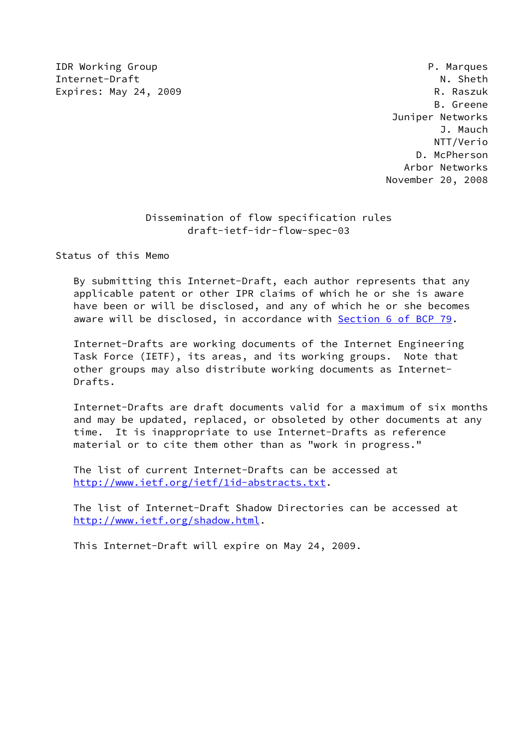IDR Working Group                                             P. Marques
Internet-Draft                                                  N. Sheth
Expires: May 24, 2009                                          R. Raszuk
                                                               B. Greene
                                                        Juniper Networks
                                                                J. Mauch
                                                               NTT/Verio
                                                            D. McPherson
                                                          Arbor Networks
                                                       November 20, 2008

# Dissemination of flow specification rules
## draft-ietf-idr-flow-spec-03

### Status of this Memo

By submitting this Internet-Draft, each author represents that any applicable patent or other IPR claims of which he or she is aware have been or will be disclosed, and any of which he or she becomes aware will be disclosed, in accordance with Section 6 of BCP 79.

Internet-Drafts are working documents of the Internet Engineering Task Force (IETF), its areas, and its working groups. Note that other groups may also distribute working documents as Internet-Drafts.

Internet-Drafts are draft documents valid for a maximum of six months and may be updated, replaced, or obsoleted by other documents at any time. It is inappropriate to use Internet-Drafts as reference material or to cite them other than as "work in progress."

The list of current Internet-Drafts can be accessed at http://www.ietf.org/ietf/1id-abstracts.txt.

The list of Internet-Draft Shadow Directories can be accessed at http://www.ietf.org/shadow.html.

This Internet-Draft will expire on May 24, 2009.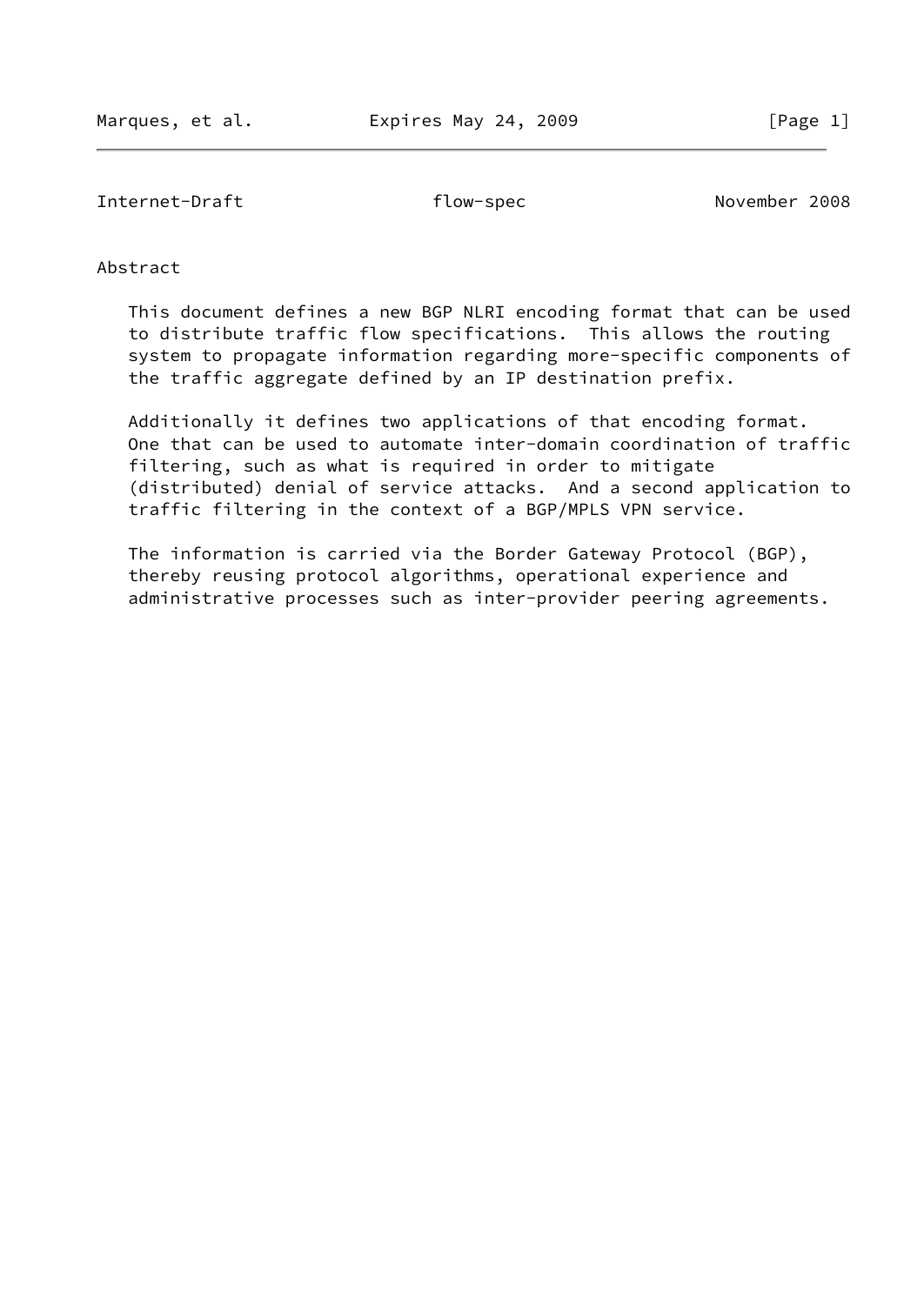## Abstract

This document defines a new BGP NLRI encoding format that can be used to distribute traffic flow specifications. This allows the routing system to propagate information regarding more-specific components of the traffic aggregate defined by an IP destination prefix.

Additionally it defines two applications of that encoding format. One that can be used to automate inter-domain coordination of traffic filtering, such as what is required in order to mitigate (distributed) denial of service attacks. And a second application to traffic filtering in the context of a BGP/MPLS VPN service.

The information is carried via the Border Gateway Protocol (BGP), thereby reusing protocol algorithms, operational experience and administrative processes such as inter-provider peering agreements.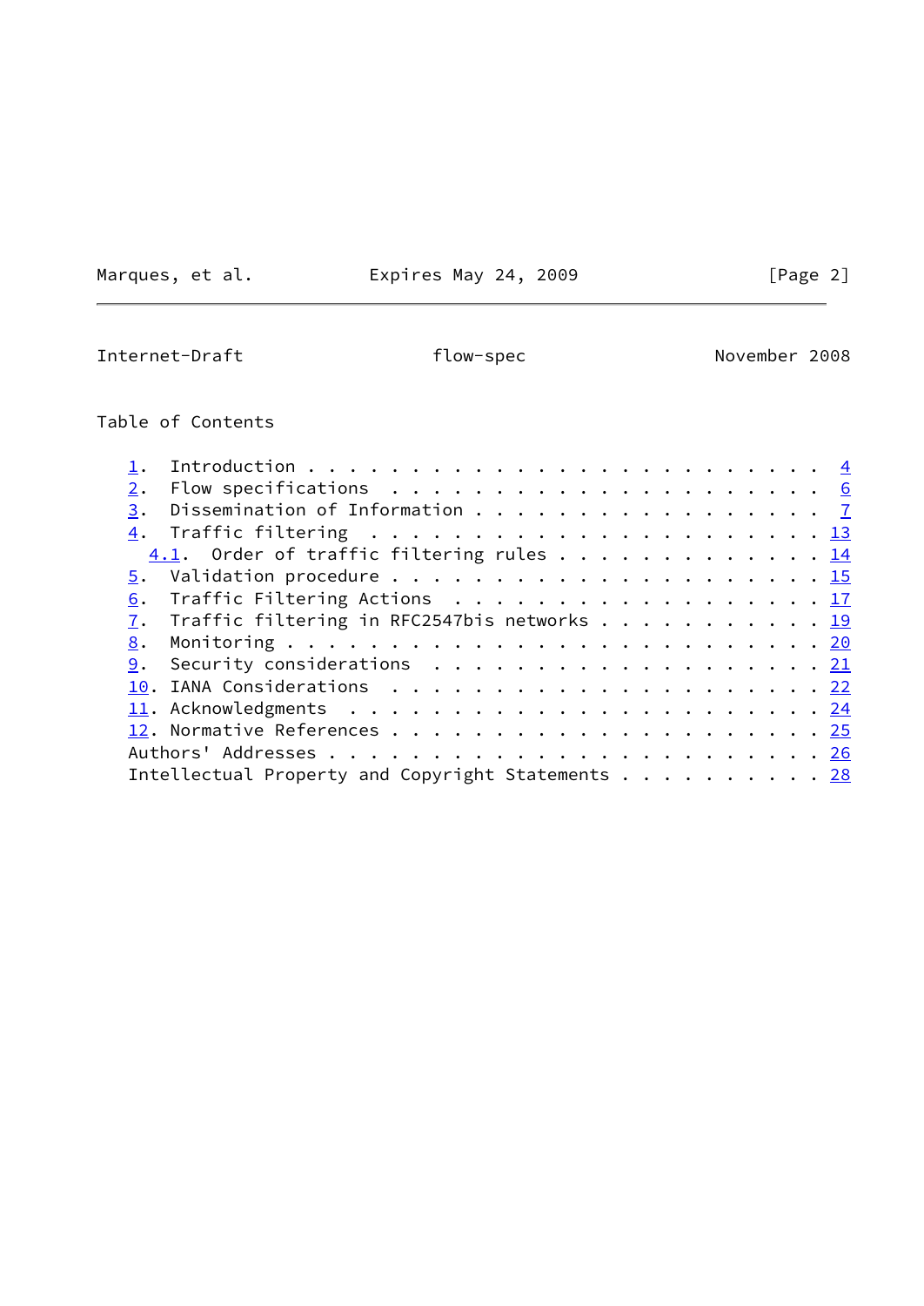## Table of Contents

1. Introduction . . . . . . . . . . . . . . . . . . . . . . . . . 4
2. Flow specifications . . . . . . . . . . . . . . . . . . . . . 6
3. Dissemination of Information . . . . . . . . . . . . . . . . . 7
4. Traffic filtering . . . . . . . . . . . . . . . . . . . . . . 13
   4.1. Order of traffic filtering rules . . . . . . . . . . . . . 14
5. Validation procedure . . . . . . . . . . . . . . . . . . . . . 15
6. Traffic Filtering Actions . . . . . . . . . . . . . . . . . . 17
7. Traffic filtering in RFC2547bis networks . . . . . . . . . . . 19
8. Monitoring . . . . . . . . . . . . . . . . . . . . . . . . . . 20
9. Security considerations . . . . . . . . . . . . . . . . . . . 21
10. IANA Considerations . . . . . . . . . . . . . . . . . . . . . 22
11. Acknowledgments . . . . . . . . . . . . . . . . . . . . . . . 24
12. Normative References . . . . . . . . . . . . . . . . . . . . . 25

Authors' Addresses . . . . . . . . . . . . . . . . . . . . . . . . 26

Intellectual Property and Copyright Statements . . . . . . . . . . 28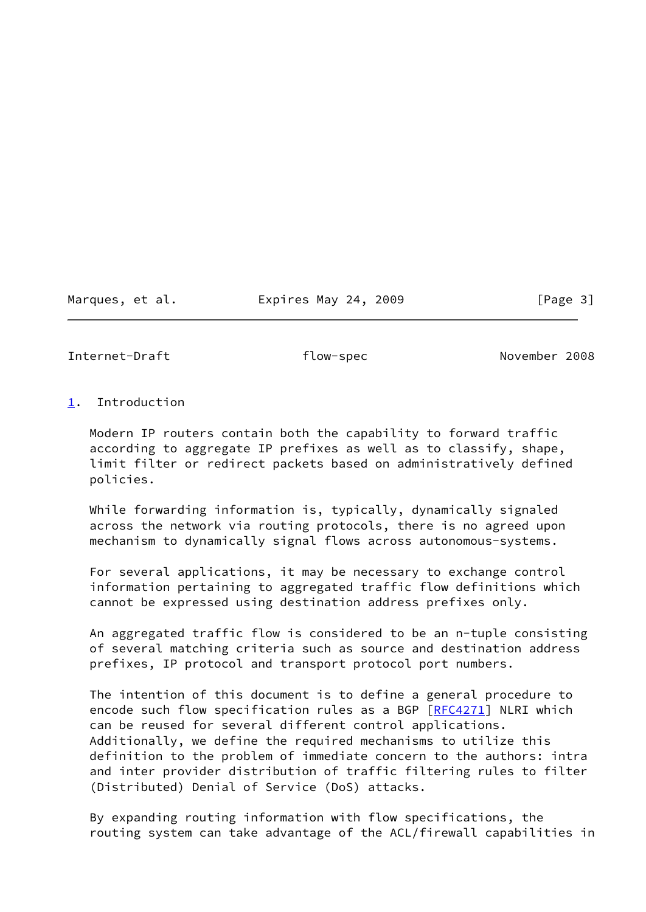## 1. Introduction

Modern IP routers contain both the capability to forward traffic according to aggregate IP prefixes as well as to classify, shape, limit filter or redirect packets based on administratively defined policies.

While forwarding information is, typically, dynamically signaled across the network via routing protocols, there is no agreed upon mechanism to dynamically signal flows across autonomous-systems.

For several applications, it may be necessary to exchange control information pertaining to aggregated traffic flow definitions which cannot be expressed using destination address prefixes only.

An aggregated traffic flow is considered to be an n-tuple consisting of several matching criteria such as source and destination address prefixes, IP protocol and transport protocol port numbers.

The intention of this document is to define a general procedure to encode such flow specification rules as a BGP [RFC4271] NLRI which can be reused for several different control applications. Additionally, we define the required mechanisms to utilize this definition to the problem of immediate concern to the authors: intra and inter provider distribution of traffic filtering rules to filter (Distributed) Denial of Service (DoS) attacks.

By expanding routing information with flow specifications, the routing system can take advantage of the ACL/firewall capabilities in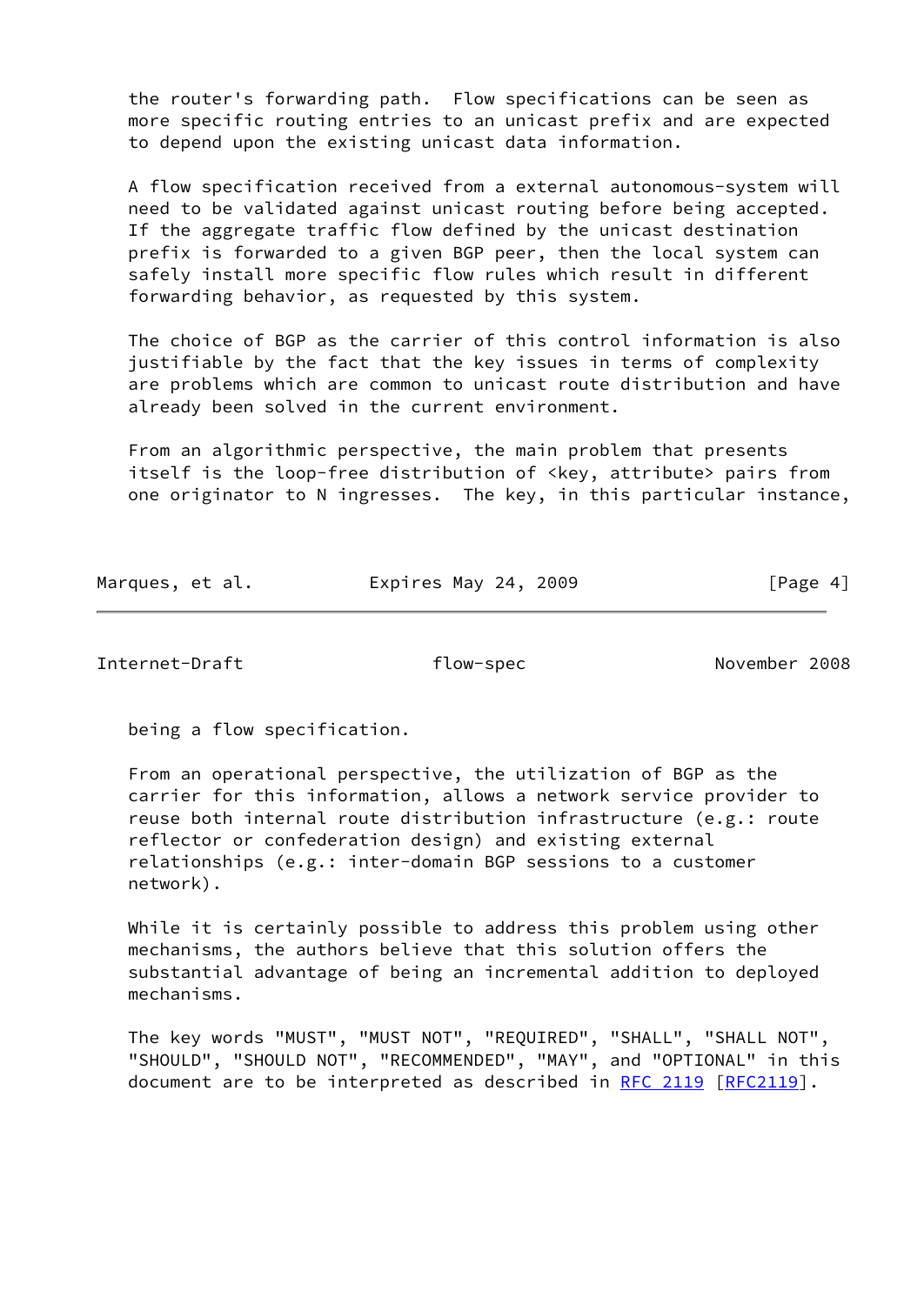the router's forwarding path. Flow specifications can be seen as more specific routing entries to an unicast prefix and are expected to depend upon the existing unicast data information.

A flow specification received from a external autonomous-system will need to be validated against unicast routing before being accepted. If the aggregate traffic flow defined by the unicast destination prefix is forwarded to a given BGP peer, then the local system can safely install more specific flow rules which result in different forwarding behavior, as requested by this system.

The choice of BGP as the carrier of this control information is also justifiable by the fact that the key issues in terms of complexity are problems which are common to unicast route distribution and have already been solved in the current environment.

From an algorithmic perspective, the main problem that presents itself is the loop-free distribution of <key, attribute> pairs from one originator to N ingresses. The key, in this particular instance, being a flow specification.

From an operational perspective, the utilization of BGP as the carrier for this information, allows a network service provider to reuse both internal route distribution infrastructure (e.g.: route reflector or confederation design) and existing external relationships (e.g.: inter-domain BGP sessions to a customer network).

While it is certainly possible to address this problem using other mechanisms, the authors believe that this solution offers the substantial advantage of being an incremental addition to deployed mechanisms.

The key words "MUST", "MUST NOT", "REQUIRED", "SHALL", "SHALL NOT", "SHOULD", "SHOULD NOT", "RECOMMENDED", "MAY", and "OPTIONAL" in this document are to be interpreted as described in RFC 2119 [RFC2119].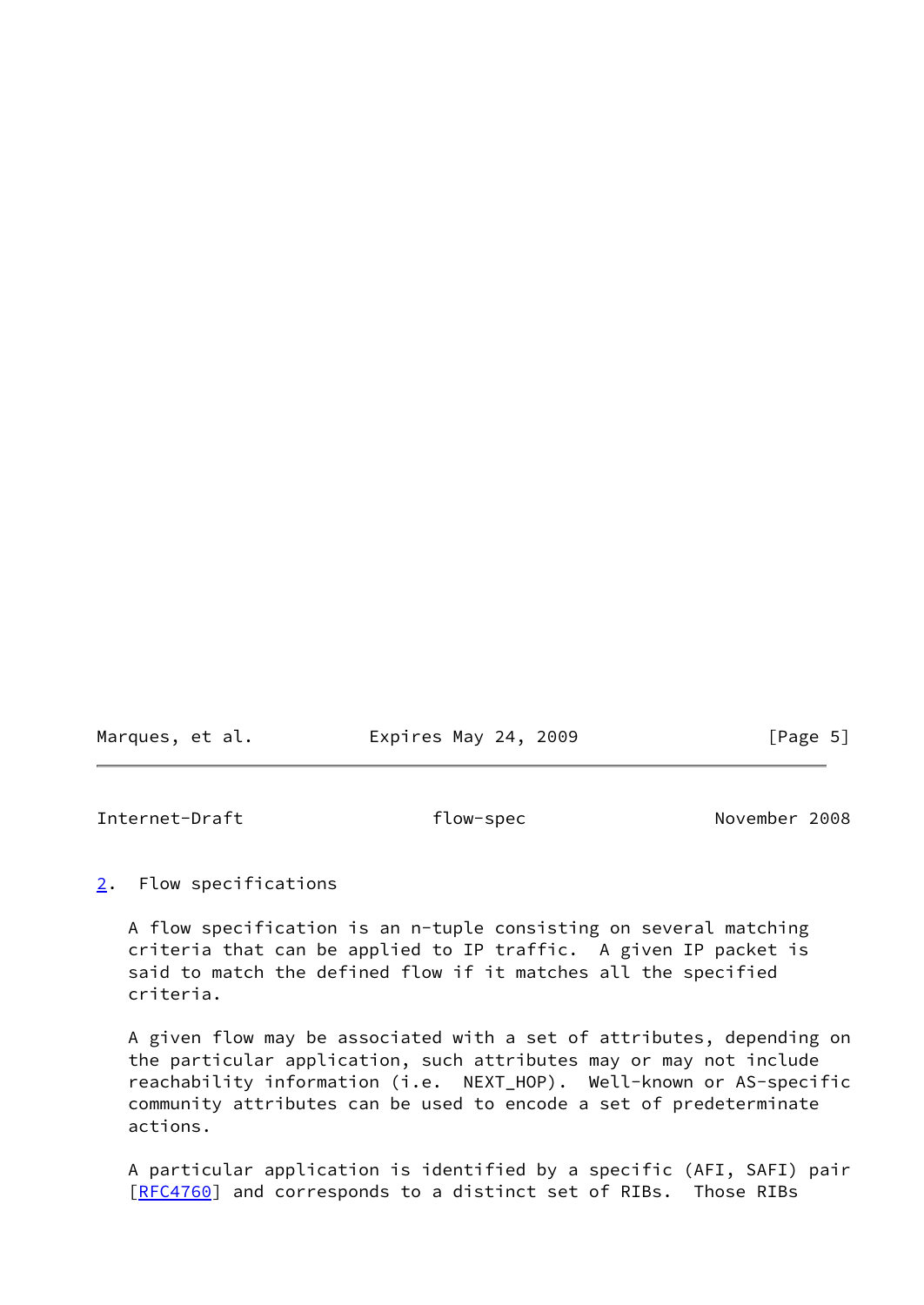## 2. Flow specifications

A flow specification is an n-tuple consisting on several matching criteria that can be applied to IP traffic. A given IP packet is said to match the defined flow if it matches all the specified criteria.

A given flow may be associated with a set of attributes, depending on the particular application, such attributes may or may not include reachability information (i.e. NEXT_HOP). Well-known or AS-specific community attributes can be used to encode a set of predeterminate actions.

A particular application is identified by a specific (AFI, SAFI) pair [RFC4760] and corresponds to a distinct set of RIBs. Those RIBs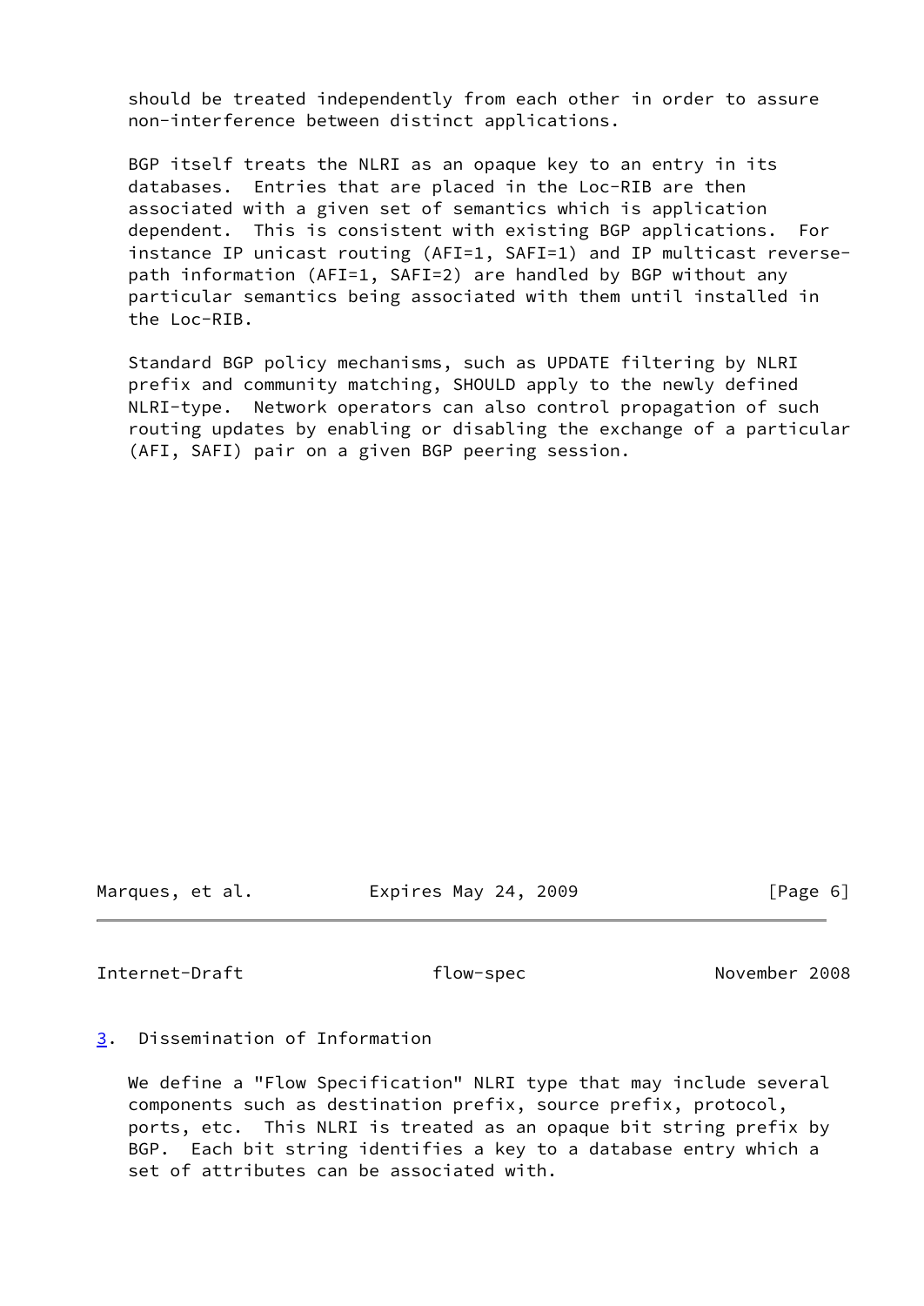should be treated independently from each other in order to assure non-interference between distinct applications.

BGP itself treats the NLRI as an opaque key to an entry in its databases. Entries that are placed in the Loc-RIB are then associated with a given set of semantics which is application dependent. This is consistent with existing BGP applications. For instance IP unicast routing (AFI=1, SAFI=1) and IP multicast reverse-path information (AFI=1, SAFI=2) are handled by BGP without any particular semantics being associated with them until installed in the Loc-RIB.

Standard BGP policy mechanisms, such as UPDATE filtering by NLRI prefix and community matching, SHOULD apply to the newly defined NLRI-type. Network operators can also control propagation of such routing updates by enabling or disabling the exchange of a particular (AFI, SAFI) pair on a given BGP peering session.

## 3. Dissemination of Information

We define a "Flow Specification" NLRI type that may include several components such as destination prefix, source prefix, protocol, ports, etc. This NLRI is treated as an opaque bit string prefix by BGP. Each bit string identifies a key to a database entry which a set of attributes can be associated with.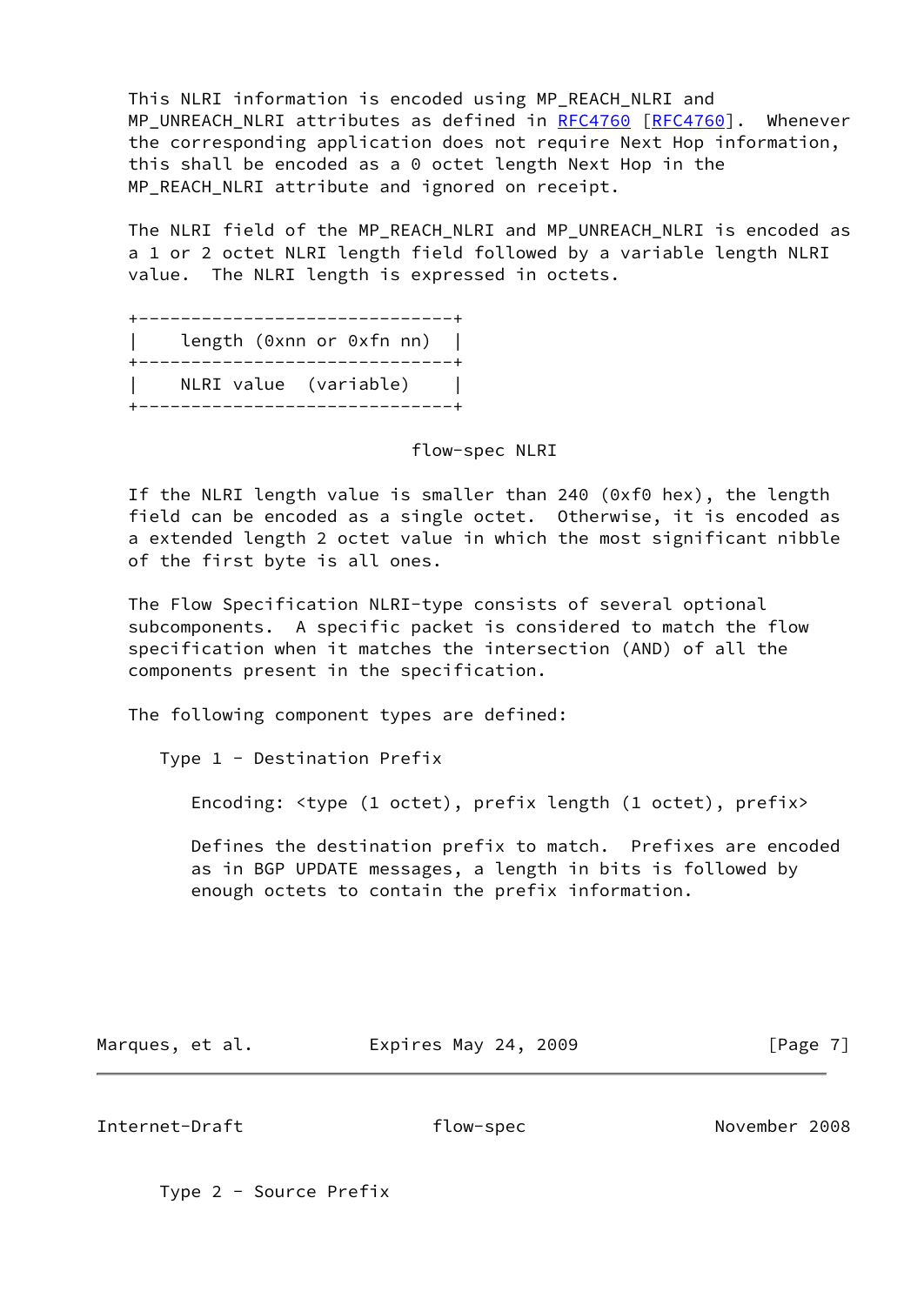This NLRI information is encoded using MP_REACH_NLRI and MP_UNREACH_NLRI attributes as defined in RFC4760 [RFC4760]. Whenever the corresponding application does not require Next Hop information, this shall be encoded as a 0 octet length Next Hop in the MP_REACH_NLRI attribute and ignored on receipt.

The NLRI field of the MP_REACH_NLRI and MP_UNREACH_NLRI is encoded as a 1 or 2 octet NLRI length field followed by a variable length NLRI value. The NLRI length is expressed in octets.

```
+------------------------------+
|    length (0xnn or 0xfn nn)  |
+------------------------------+
|    NLRI value  (variable)    |
+------------------------------+
```

flow-spec NLRI

If the NLRI length value is smaller than 240 (0xf0 hex), the length field can be encoded as a single octet. Otherwise, it is encoded as a extended length 2 octet value in which the most significant nibble of the first byte is all ones.

The Flow Specification NLRI-type consists of several optional subcomponents. A specific packet is considered to match the flow specification when it matches the intersection (AND) of all the components present in the specification.

The following component types are defined:

Type 1 - Destination Prefix

Encoding: <type (1 octet), prefix length (1 octet), prefix>

Defines the destination prefix to match. Prefixes are encoded as in BGP UPDATE messages, a length in bits is followed by enough octets to contain the prefix information.

Type 2 - Source Prefix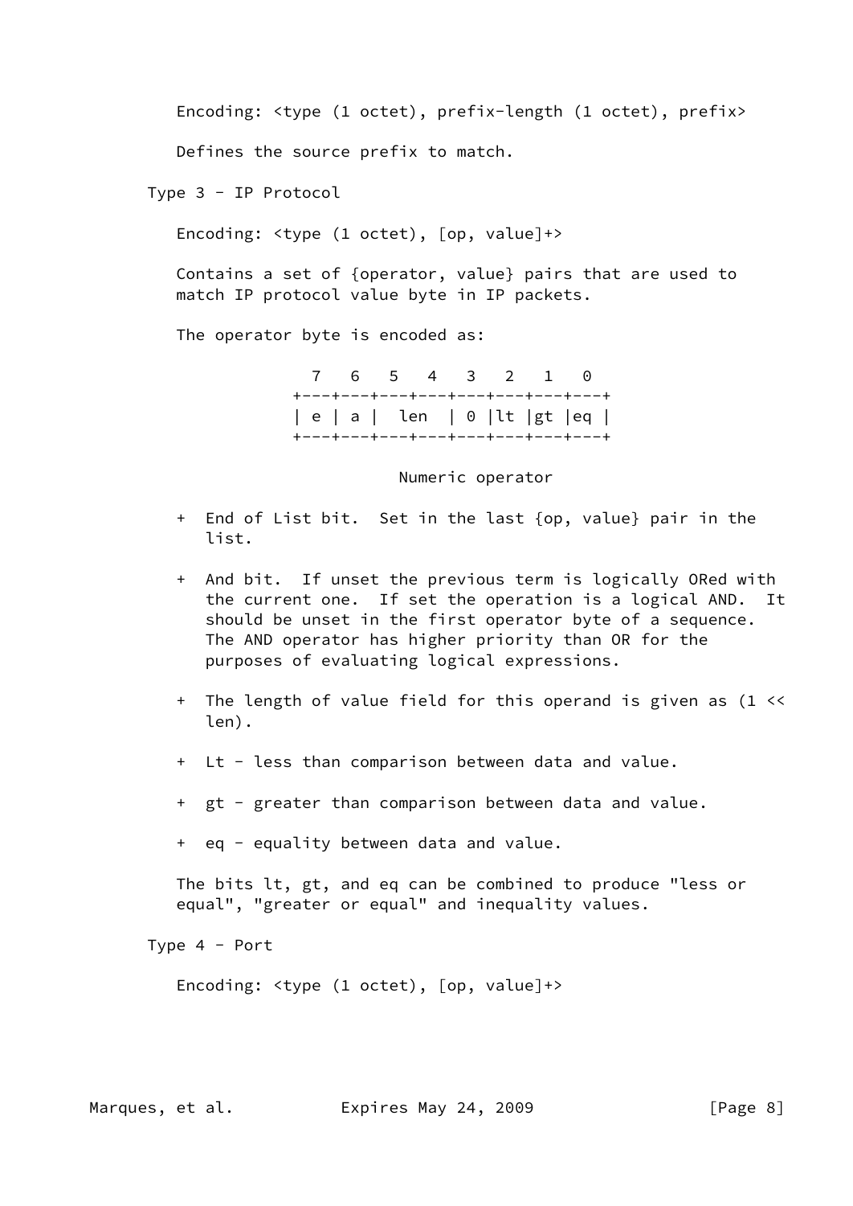Encoding: <type (1 octet), prefix-length (1 octet), prefix>

Defines the source prefix to match.

Type 3 - IP Protocol

Encoding: <type (1 octet), [op, value]+>

Contains a set of {operator, value} pairs that are used to match IP protocol value byte in IP packets.

The operator byte is encoded as:

```
  7   6   5   4   3   2   1   0
+---+---+---+---+---+---+---+---+
| e | a |  len  | 0 |lt |gt |eq |
+---+---+---+---+---+---+---+---+
```

Numeric operator

- End of List bit. Set in the last {op, value} pair in the list.
- And bit. If unset the previous term is logically ORed with the current one. If set the operation is a logical AND. It should be unset in the first operator byte of a sequence. The AND operator has higher priority than OR for the purposes of evaluating logical expressions.
- The length of value field for this operand is given as (1 << len).
- Lt - less than comparison between data and value.
- gt - greater than comparison between data and value.
- eq - equality between data and value.

The bits lt, gt, and eq can be combined to produce "less or equal", "greater or equal" and inequality values.

Type 4 - Port

Encoding: <type (1 octet), [op, value]+>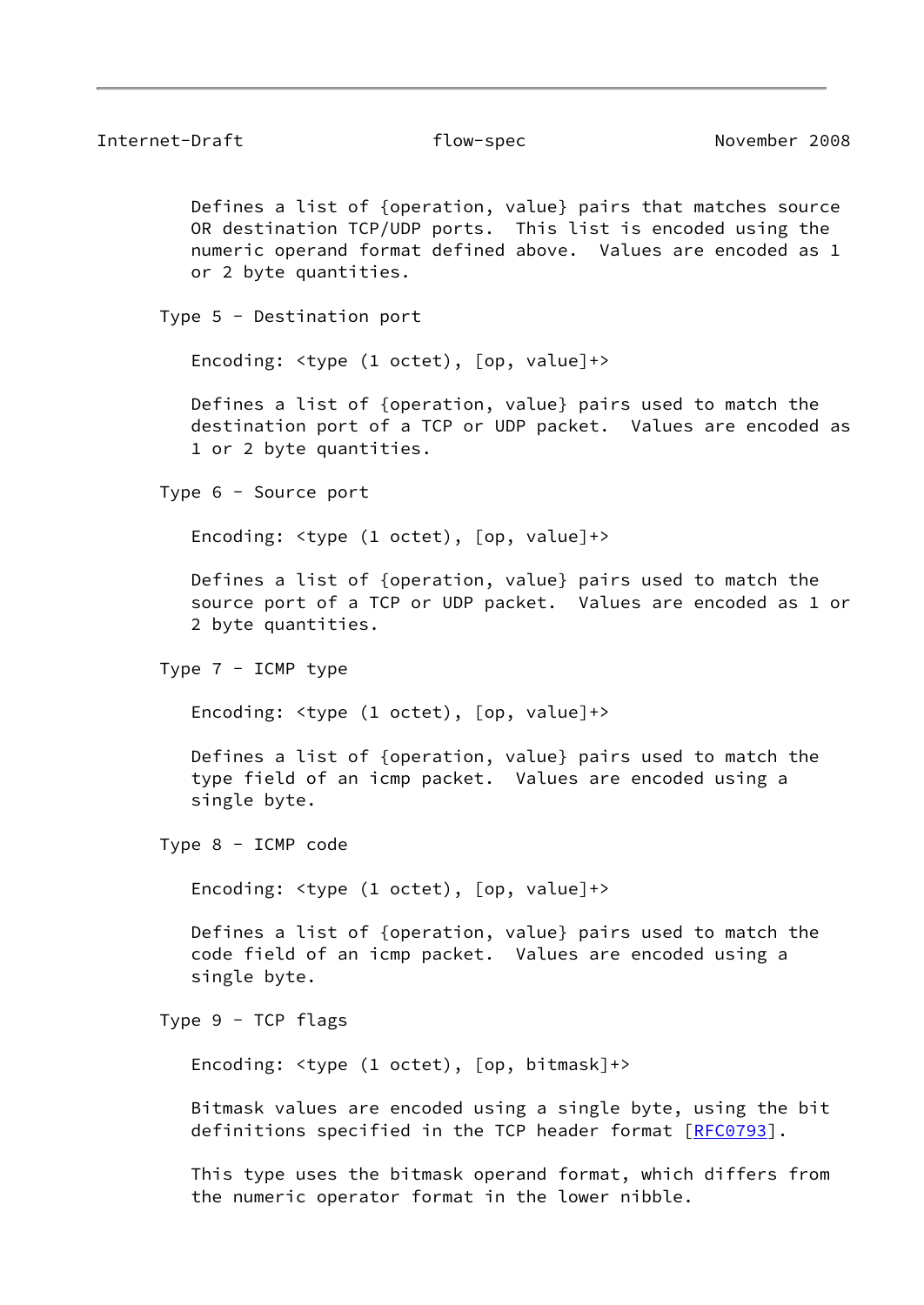Defines a list of {operation, value} pairs that matches source OR destination TCP/UDP ports. This list is encoded using the numeric operand format defined above. Values are encoded as 1 or 2 byte quantities.

Type 5 - Destination port

Encoding: <type (1 octet), [op, value]+>

Defines a list of {operation, value} pairs used to match the destination port of a TCP or UDP packet. Values are encoded as 1 or 2 byte quantities.

Type 6 - Source port

Encoding: <type (1 octet), [op, value]+>

Defines a list of {operation, value} pairs used to match the source port of a TCP or UDP packet. Values are encoded as 1 or 2 byte quantities.

Type 7 - ICMP type

Encoding: <type (1 octet), [op, value]+>

Defines a list of {operation, value} pairs used to match the type field of an icmp packet. Values are encoded using a single byte.

Type 8 - ICMP code

Encoding: <type (1 octet), [op, value]+>

Defines a list of {operation, value} pairs used to match the code field of an icmp packet. Values are encoded using a single byte.

Type 9 - TCP flags

Encoding: <type (1 octet), [op, bitmask]+>

Bitmask values are encoded using a single byte, using the bit definitions specified in the TCP header format [RFC0793].

This type uses the bitmask operand format, which differs from the numeric operator format in the lower nibble.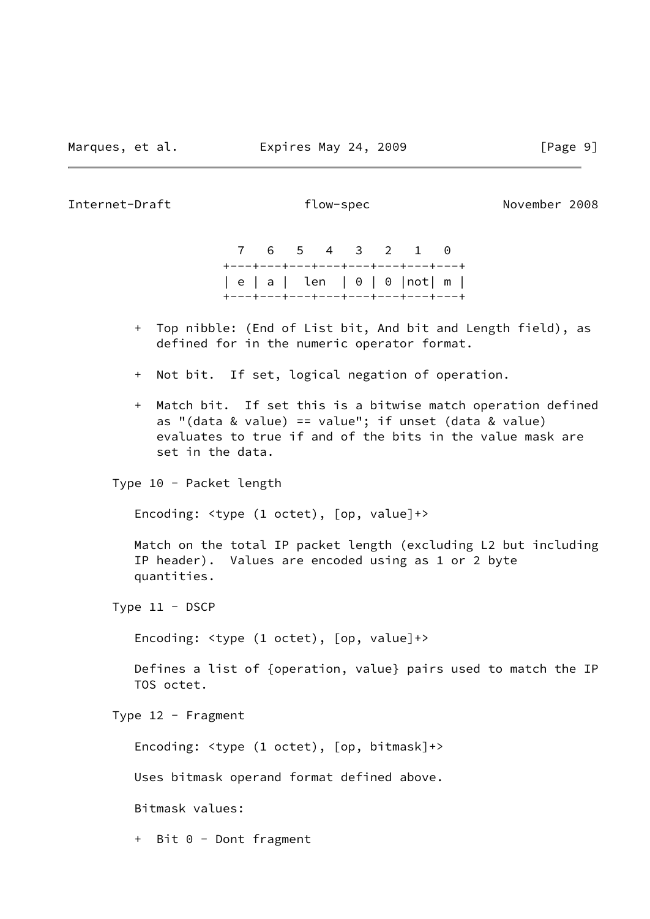```
  7   6   5   4   3   2   1   0
+---+---+---+---+---+---+---+---+
| e | a |  len  | 0 | 0 |not| m |
+---+---+---+---+---+---+---+---+
```

- Top nibble: (End of List bit, And bit and Length field), as defined for in the numeric operator format.
- Not bit. If set, logical negation of operation.
- Match bit. If set this is a bitwise match operation defined as "(data & value) == value"; if unset (data & value) evaluates to true if and of the bits in the value mask are set in the data.

Type 10 - Packet length

Encoding: <type (1 octet), [op, value]+>

Match on the total IP packet length (excluding L2 but including IP header). Values are encoded using as 1 or 2 byte quantities.

Type 11 - DSCP

Encoding: <type (1 octet), [op, value]+>

Defines a list of {operation, value} pairs used to match the IP TOS octet.

Type 12 - Fragment

Encoding: <type (1 octet), [op, bitmask]+>

Uses bitmask operand format defined above.

Bitmask values:

- Bit 0 - Dont fragment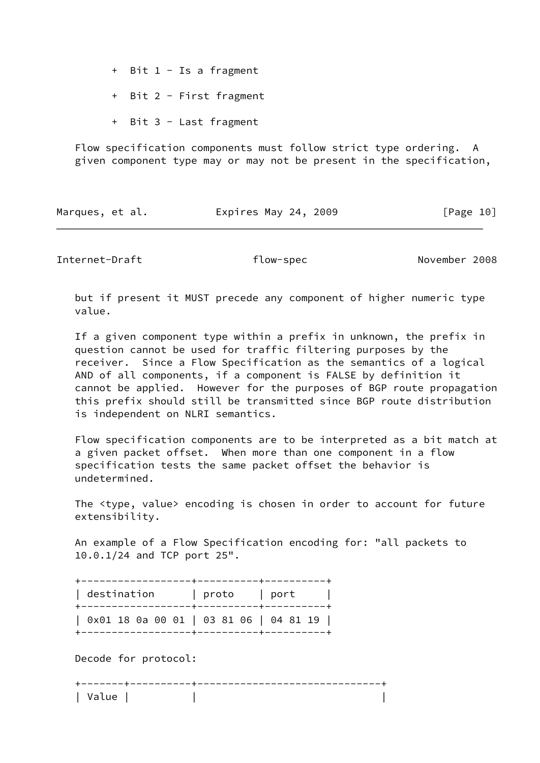- Bit 1 - Is a fragment
- Bit 2 - First fragment
- Bit 3 - Last fragment

Flow specification components must follow strict type ordering. A given component type may or may not be present in the specification, but if present it MUST precede any component of higher numeric type value.

If a given component type within a prefix in unknown, the prefix in question cannot be used for traffic filtering purposes by the receiver. Since a Flow Specification as the semantics of a logical AND of all components, if a component is FALSE by definition it cannot be applied. However for the purposes of BGP route propagation this prefix should still be transmitted since BGP route distribution is independent on NLRI semantics.

Flow specification components are to be interpreted as a bit match at a given packet offset. When more than one component in a flow specification tests the same packet offset the behavior is undetermined.

The <type, value> encoding is chosen in order to account for future extensibility.

An example of a Flow Specification encoding for: "all packets to 10.0.1/24 and TCP port 25".

| destination | proto | port |
| --- | --- | --- |
| 0x01 18 0a 00 01 | 03 81 06 | 04 81 19 |

Decode for protocol:

| Value | | |
| --- | --- | --- |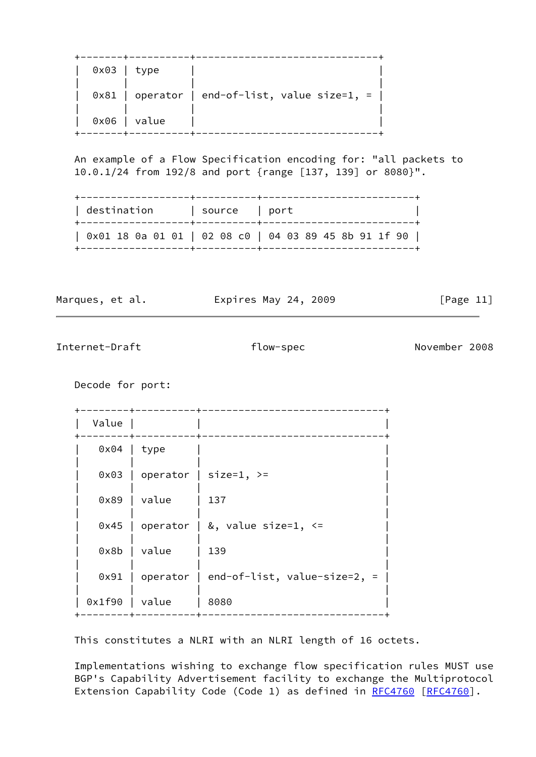| | | |
|---|---|---|
| 0x03 | type | |
| 0x81 | operator | end-of-list, value size=1, = |
| 0x06 | value | |

An example of a Flow Specification encoding for: "all packets to 10.0.1/24 from 192/8 and port {range [137, 139] or 8080}".

| destination | source | port |
|---|---|---|
| 0x01 18 0a 01 01 | 02 08 c0 | 04 03 89 45 8b 91 1f 90 |

Decode for port:

| Value | | |
|---|---|---|
| 0x04 | type | |
| 0x03 | operator | size=1, >= |
| 0x89 | value | 137 |
| 0x45 | operator | &, value size=1, <= |
| 0x8b | value | 139 |
| 0x91 | operator | end-of-list, value-size=2, = |
| 0x1f90 | value | 8080 |

This constitutes a NLRI with an NLRI length of 16 octets.

Implementations wishing to exchange flow specification rules MUST use BGP's Capability Advertisement facility to exchange the Multiprotocol Extension Capability Code (Code 1) as defined in RFC4760 [RFC4760].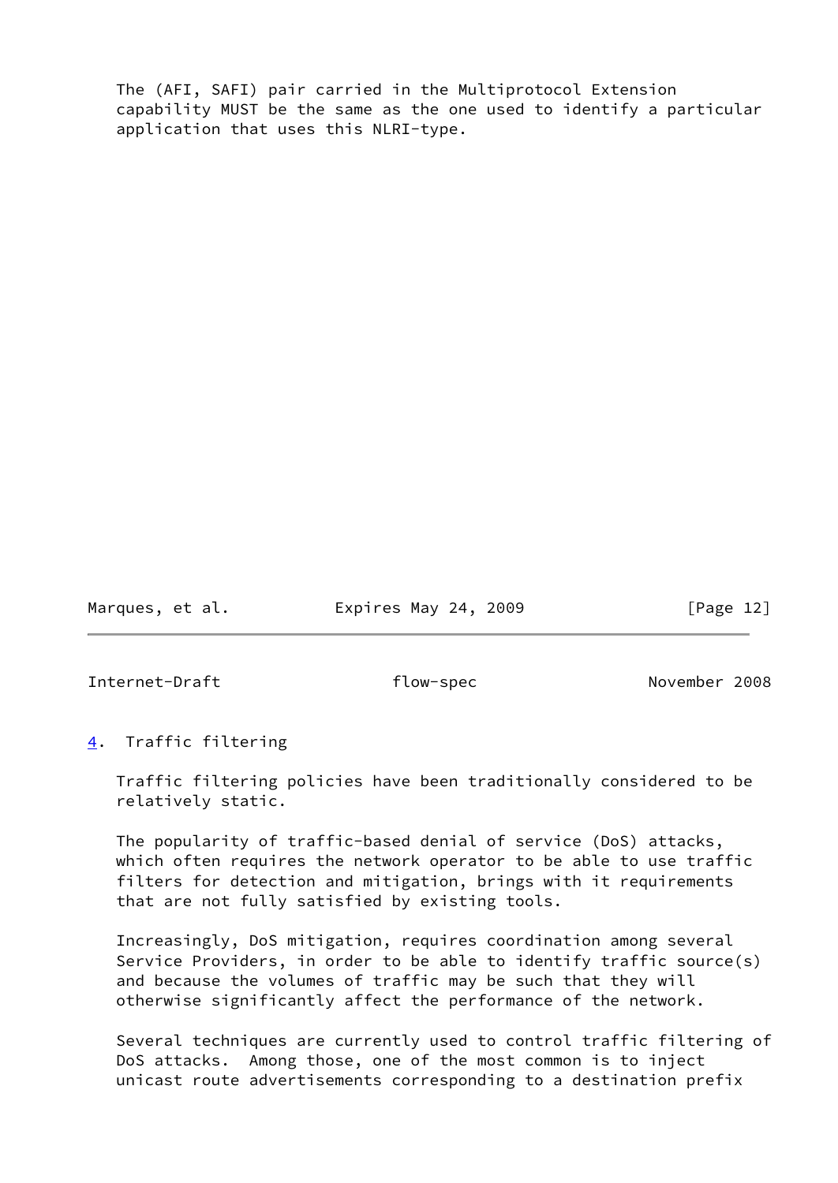The (AFI, SAFI) pair carried in the Multiprotocol Extension capability MUST be the same as the one used to identify a particular application that uses this NLRI-type.

## 4. Traffic filtering

Traffic filtering policies have been traditionally considered to be relatively static.

The popularity of traffic-based denial of service (DoS) attacks, which often requires the network operator to be able to use traffic filters for detection and mitigation, brings with it requirements that are not fully satisfied by existing tools.

Increasingly, DoS mitigation, requires coordination among several Service Providers, in order to be able to identify traffic source(s) and because the volumes of traffic may be such that they will otherwise significantly affect the performance of the network.

Several techniques are currently used to control traffic filtering of DoS attacks. Among those, one of the most common is to inject unicast route advertisements corresponding to a destination prefix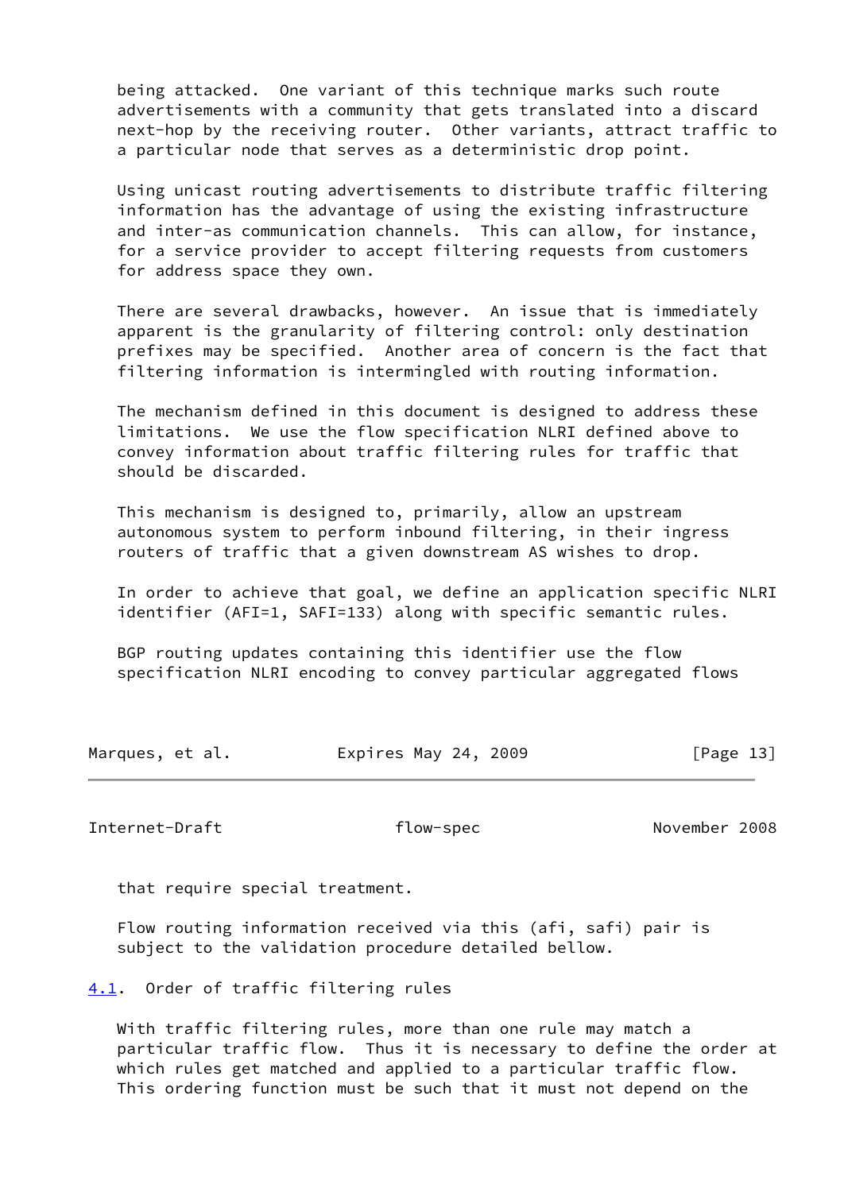being attacked. One variant of this technique marks such route advertisements with a community that gets translated into a discard next-hop by the receiving router. Other variants, attract traffic to a particular node that serves as a deterministic drop point.

Using unicast routing advertisements to distribute traffic filtering information has the advantage of using the existing infrastructure and inter-as communication channels. This can allow, for instance, for a service provider to accept filtering requests from customers for address space they own.

There are several drawbacks, however. An issue that is immediately apparent is the granularity of filtering control: only destination prefixes may be specified. Another area of concern is the fact that filtering information is intermingled with routing information.

The mechanism defined in this document is designed to address these limitations. We use the flow specification NLRI defined above to convey information about traffic filtering rules for traffic that should be discarded.

This mechanism is designed to, primarily, allow an upstream autonomous system to perform inbound filtering, in their ingress routers of traffic that a given downstream AS wishes to drop.

In order to achieve that goal, we define an application specific NLRI identifier (AFI=1, SAFI=133) along with specific semantic rules.

BGP routing updates containing this identifier use the flow specification NLRI encoding to convey particular aggregated flows that require special treatment.

Flow routing information received via this (afi, safi) pair is subject to the validation procedure detailed bellow.

## 4.1. Order of traffic filtering rules

With traffic filtering rules, more than one rule may match a particular traffic flow. Thus it is necessary to define the order at which rules get matched and applied to a particular traffic flow. This ordering function must be such that it must not depend on the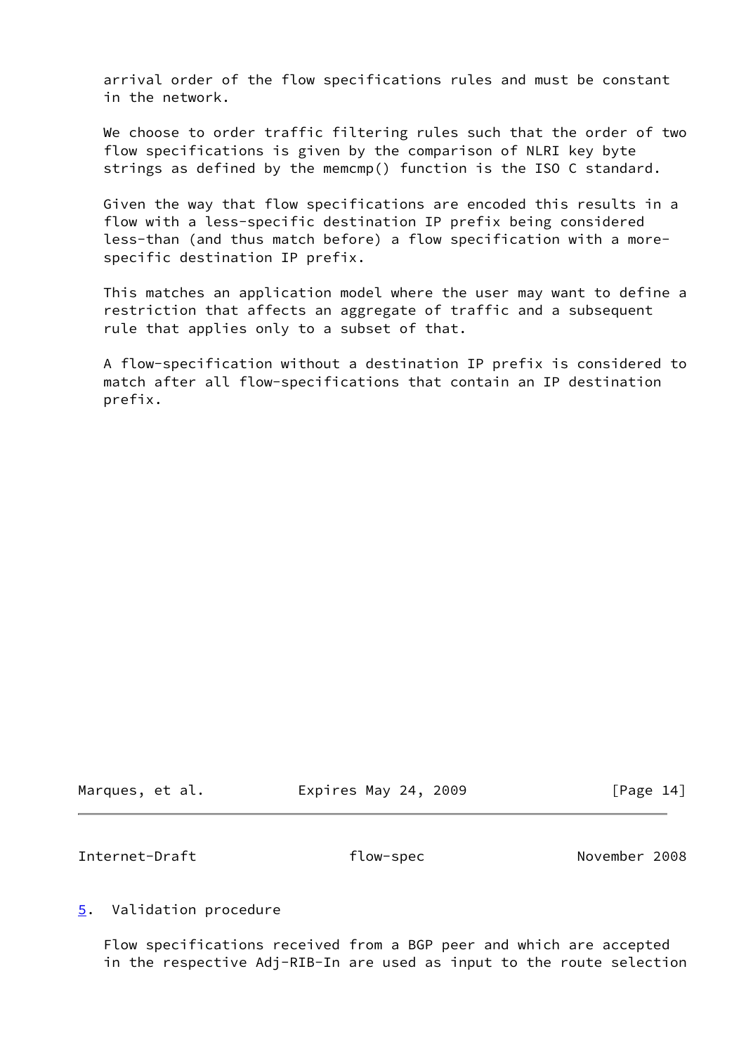arrival order of the flow specifications rules and must be constant in the network.

We choose to order traffic filtering rules such that the order of two flow specifications is given by the comparison of NLRI key byte strings as defined by the memcmp() function is the ISO C standard.

Given the way that flow specifications are encoded this results in a flow with a less-specific destination IP prefix being considered less-than (and thus match before) a flow specification with a more-specific destination IP prefix.

This matches an application model where the user may want to define a restriction that affects an aggregate of traffic and a subsequent rule that applies only to a subset of that.

A flow-specification without a destination IP prefix is considered to match after all flow-specifications that contain an IP destination prefix.

## 5. Validation procedure

Flow specifications received from a BGP peer and which are accepted in the respective Adj-RIB-In are used as input to the route selection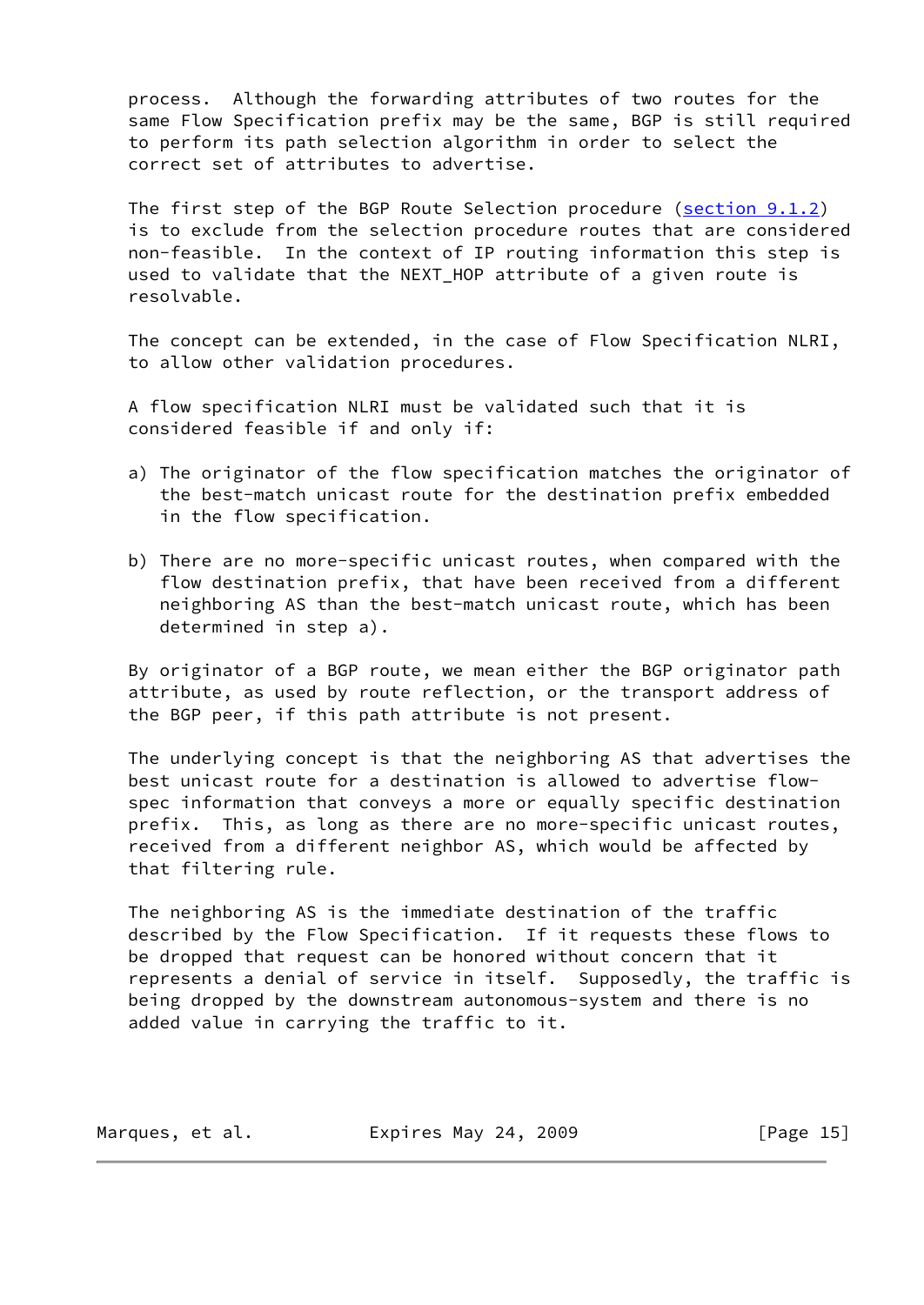process. Although the forwarding attributes of two routes for the same Flow Specification prefix may be the same, BGP is still required to perform its path selection algorithm in order to select the correct set of attributes to advertise.

The first step of the BGP Route Selection procedure (section 9.1.2) is to exclude from the selection procedure routes that are considered non-feasible. In the context of IP routing information this step is used to validate that the NEXT_HOP attribute of a given route is resolvable.

The concept can be extended, in the case of Flow Specification NLRI, to allow other validation procedures.

A flow specification NLRI must be validated such that it is considered feasible if and only if:

a) The originator of the flow specification matches the originator of the best-match unicast route for the destination prefix embedded in the flow specification.

b) There are no more-specific unicast routes, when compared with the flow destination prefix, that have been received from a different neighboring AS than the best-match unicast route, which has been determined in step a).

By originator of a BGP route, we mean either the BGP originator path attribute, as used by route reflection, or the transport address of the BGP peer, if this path attribute is not present.

The underlying concept is that the neighboring AS that advertises the best unicast route for a destination is allowed to advertise flow-spec information that conveys a more or equally specific destination prefix. This, as long as there are no more-specific unicast routes, received from a different neighbor AS, which would be affected by that filtering rule.

The neighboring AS is the immediate destination of the traffic described by the Flow Specification. If it requests these flows to be dropped that request can be honored without concern that it represents a denial of service in itself. Supposedly, the traffic is being dropped by the downstream autonomous-system and there is no added value in carrying the traffic to it.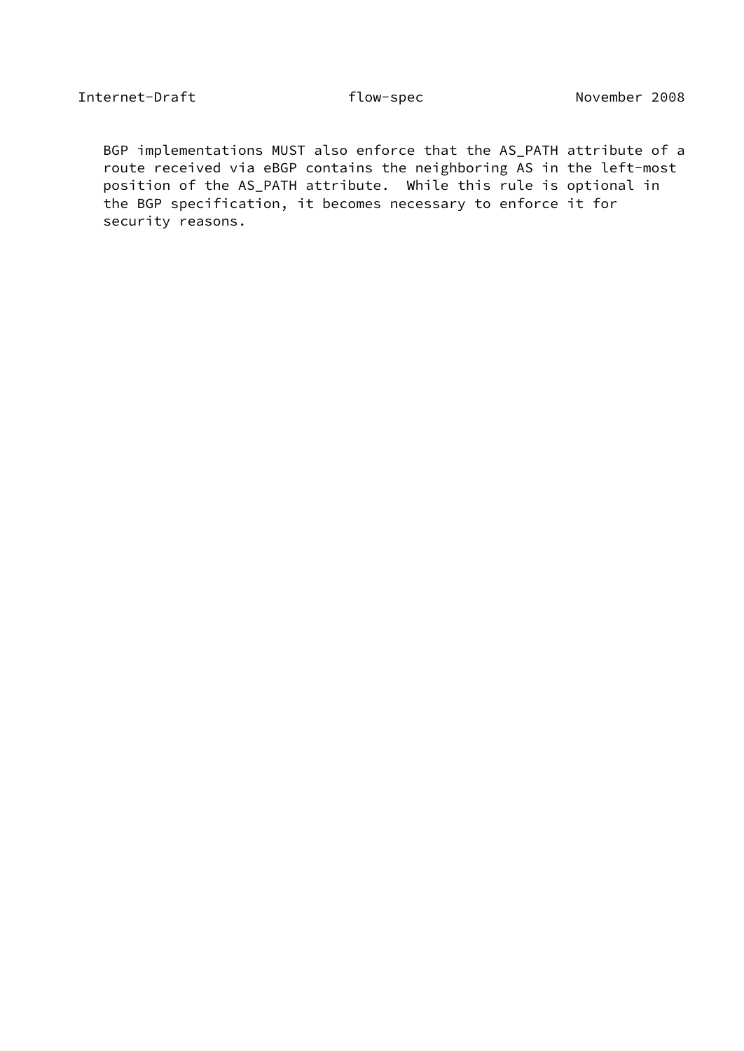BGP implementations MUST also enforce that the AS_PATH attribute of a route received via eBGP contains the neighboring AS in the left-most position of the AS_PATH attribute. While this rule is optional in the BGP specification, it becomes necessary to enforce it for security reasons.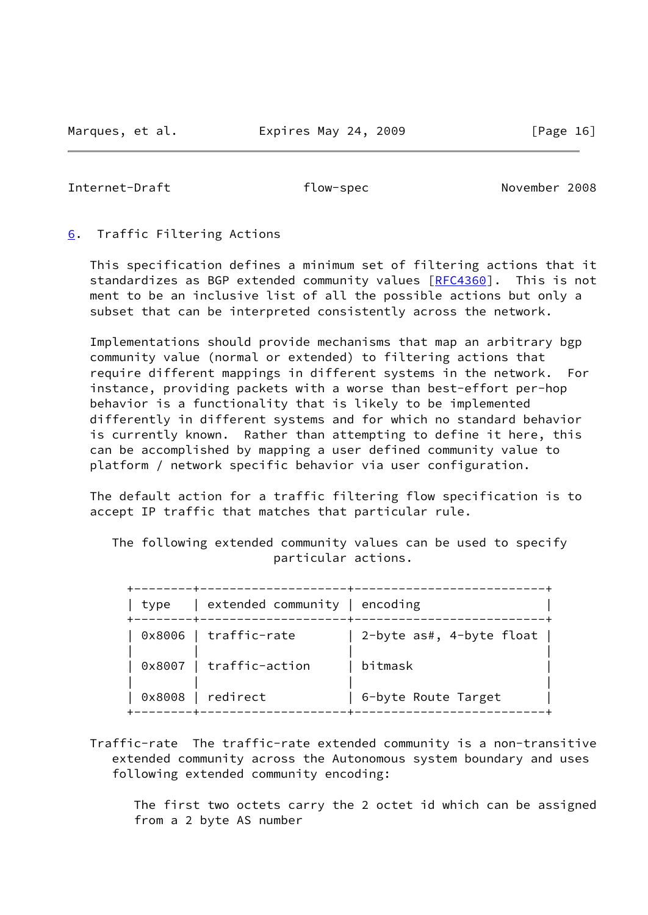## 6. Traffic Filtering Actions

This specification defines a minimum set of filtering actions that it standardizes as BGP extended community values [RFC4360]. This is not ment to be an inclusive list of all the possible actions but only a subset that can be interpreted consistently across the network.

Implementations should provide mechanisms that map an arbitrary bgp community value (normal or extended) to filtering actions that require different mappings in different systems in the network. For instance, providing packets with a worse than best-effort per-hop behavior is a functionality that is likely to be implemented differently in different systems and for which no standard behavior is currently known. Rather than attempting to define it here, this can be accomplished by mapping a user defined community value to platform / network specific behavior via user configuration.

The default action for a traffic filtering flow specification is to accept IP traffic that matches that particular rule.

The following extended community values can be used to specify particular actions.

| type | extended community | encoding |
|---|---|---|
| 0x8006 | traffic-rate | 2-byte as#, 4-byte float |
| 0x8007 | traffic-action | bitmask |
| 0x8008 | redirect | 6-byte Route Target |

Traffic-rate The traffic-rate extended community is a non-transitive extended community across the Autonomous system boundary and uses following extended community encoding:

The first two octets carry the 2 octet id which can be assigned from a 2 byte AS number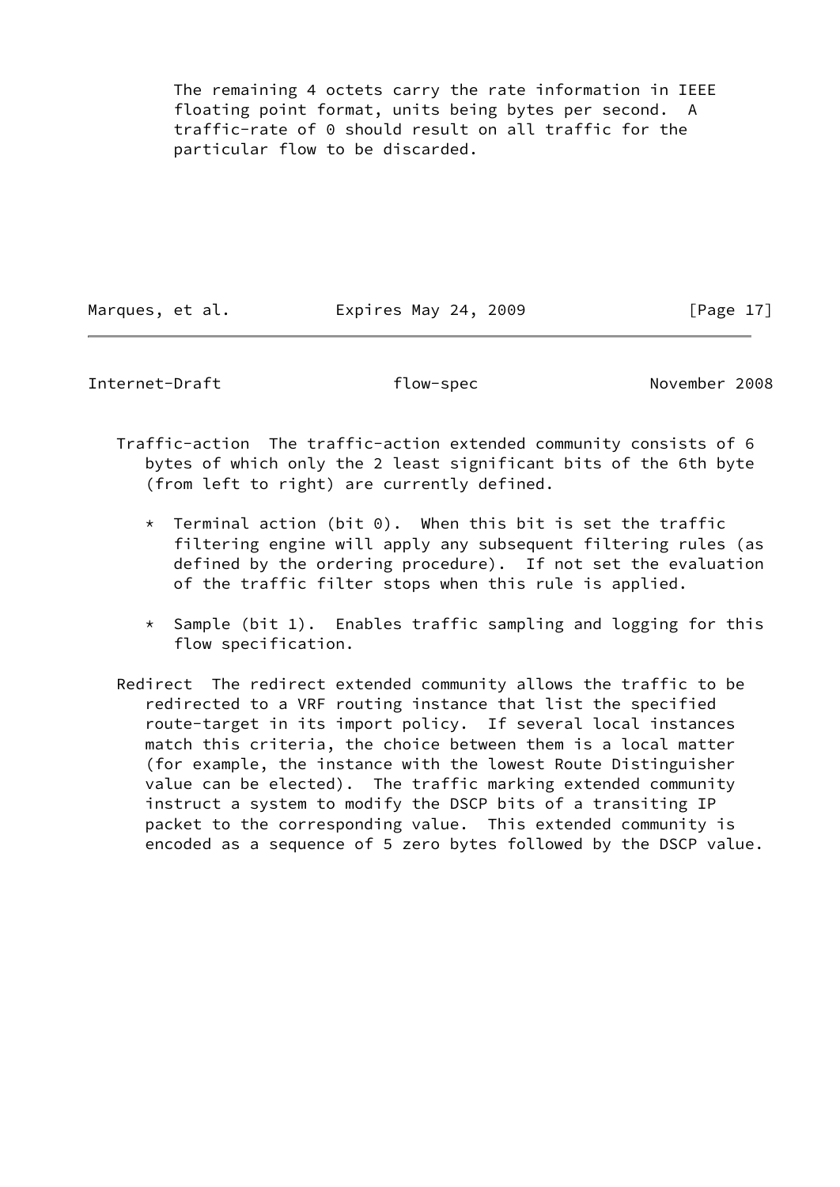The remaining 4 octets carry the rate information in IEEE floating point format, units being bytes per second. A traffic-rate of 0 should result on all traffic for the particular flow to be discarded.

Traffic-action The traffic-action extended community consists of 6 bytes of which only the 2 least significant bits of the 6th byte (from left to right) are currently defined.

* Terminal action (bit 0). When this bit is set the traffic filtering engine will apply any subsequent filtering rules (as defined by the ordering procedure). If not set the evaluation of the traffic filter stops when this rule is applied.

* Sample (bit 1). Enables traffic sampling and logging for this flow specification.

Redirect The redirect extended community allows the traffic to be redirected to a VRF routing instance that list the specified route-target in its import policy. If several local instances match this criteria, the choice between them is a local matter (for example, the instance with the lowest Route Distinguisher value can be elected). The traffic marking extended community instruct a system to modify the DSCP bits of a transiting IP packet to the corresponding value. This extended community is encoded as a sequence of 5 zero bytes followed by the DSCP value.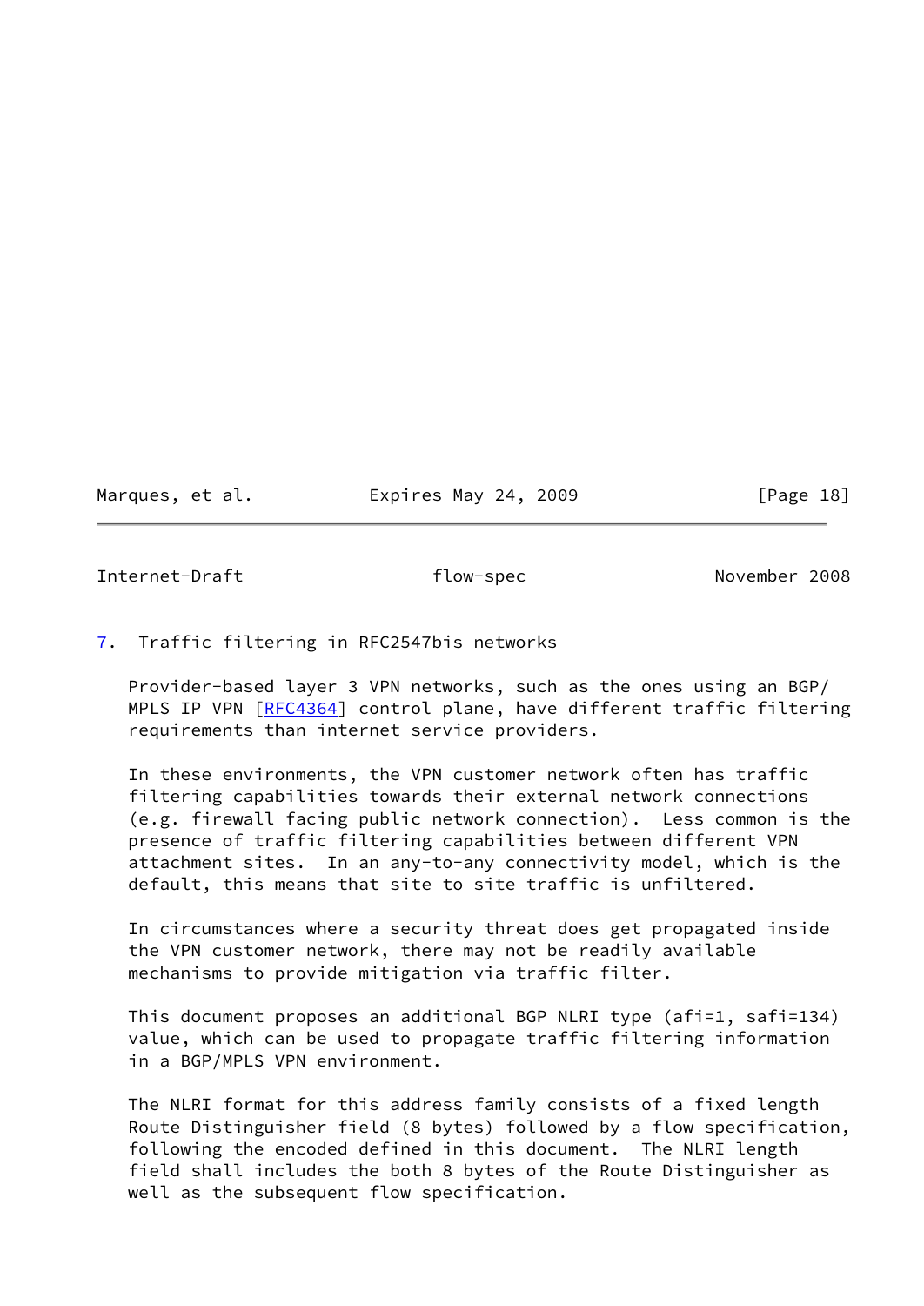## 7. Traffic filtering in RFC2547bis networks

Provider-based layer 3 VPN networks, such as the ones using an BGP/ MPLS IP VPN [RFC4364] control plane, have different traffic filtering requirements than internet service providers.

In these environments, the VPN customer network often has traffic filtering capabilities towards their external network connections (e.g. firewall facing public network connection). Less common is the presence of traffic filtering capabilities between different VPN attachment sites. In an any-to-any connectivity model, which is the default, this means that site to site traffic is unfiltered.

In circumstances where a security threat does get propagated inside the VPN customer network, there may not be readily available mechanisms to provide mitigation via traffic filter.

This document proposes an additional BGP NLRI type (afi=1, safi=134) value, which can be used to propagate traffic filtering information in a BGP/MPLS VPN environment.

The NLRI format for this address family consists of a fixed length Route Distinguisher field (8 bytes) followed by a flow specification, following the encoded defined in this document. The NLRI length field shall includes the both 8 bytes of the Route Distinguisher as well as the subsequent flow specification.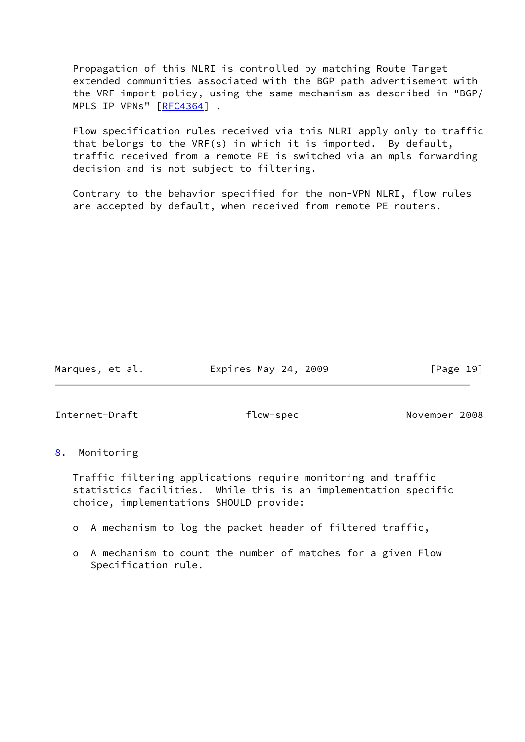Propagation of this NLRI is controlled by matching Route Target extended communities associated with the BGP path advertisement with the VRF import policy, using the same mechanism as described in "BGP/MPLS IP VPNs" [RFC4364] .

Flow specification rules received via this NLRI apply only to traffic that belongs to the VRF(s) in which it is imported. By default, traffic received from a remote PE is switched via an mpls forwarding decision and is not subject to filtering.

Contrary to the behavior specified for the non-VPN NLRI, flow rules are accepted by default, when received from remote PE routers.

## 8. Monitoring

Traffic filtering applications require monitoring and traffic statistics facilities. While this is an implementation specific choice, implementations SHOULD provide:

- A mechanism to log the packet header of filtered traffic,
- A mechanism to count the number of matches for a given Flow Specification rule.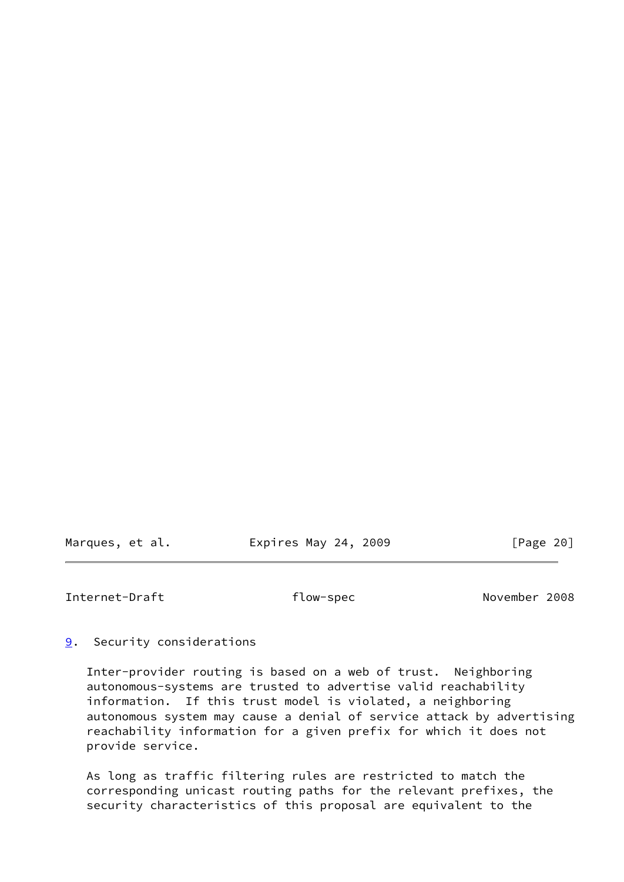## 9. Security considerations

Inter-provider routing is based on a web of trust. Neighboring autonomous-systems are trusted to advertise valid reachability information. If this trust model is violated, a neighboring autonomous system may cause a denial of service attack by advertising reachability information for a given prefix for which it does not provide service.

As long as traffic filtering rules are restricted to match the corresponding unicast routing paths for the relevant prefixes, the security characteristics of this proposal are equivalent to the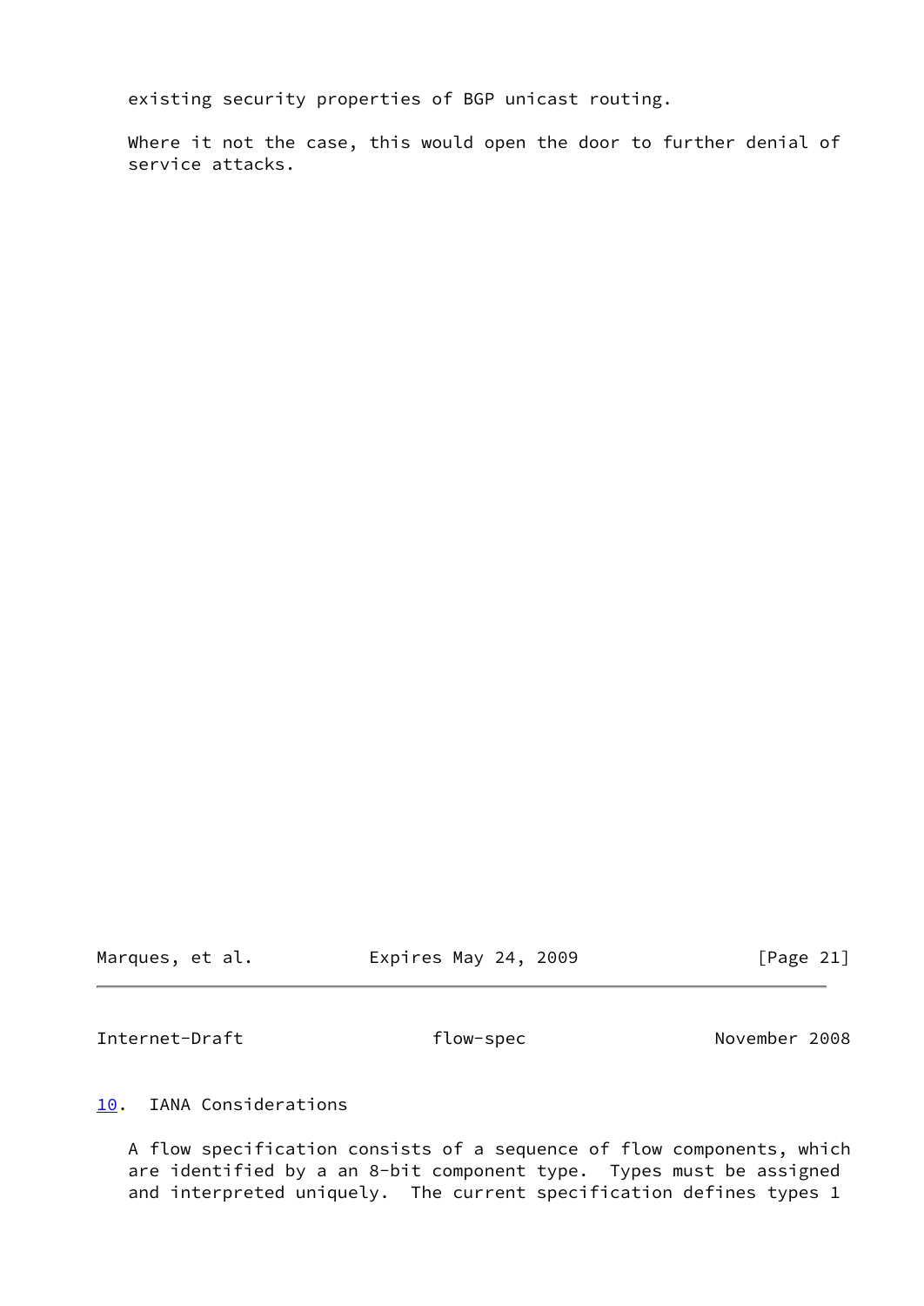existing security properties of BGP unicast routing.

Where it not the case, this would open the door to further denial of service attacks.

## 10. IANA Considerations

A flow specification consists of a sequence of flow components, which are identified by a an 8-bit component type. Types must be assigned and interpreted uniquely. The current specification defines types 1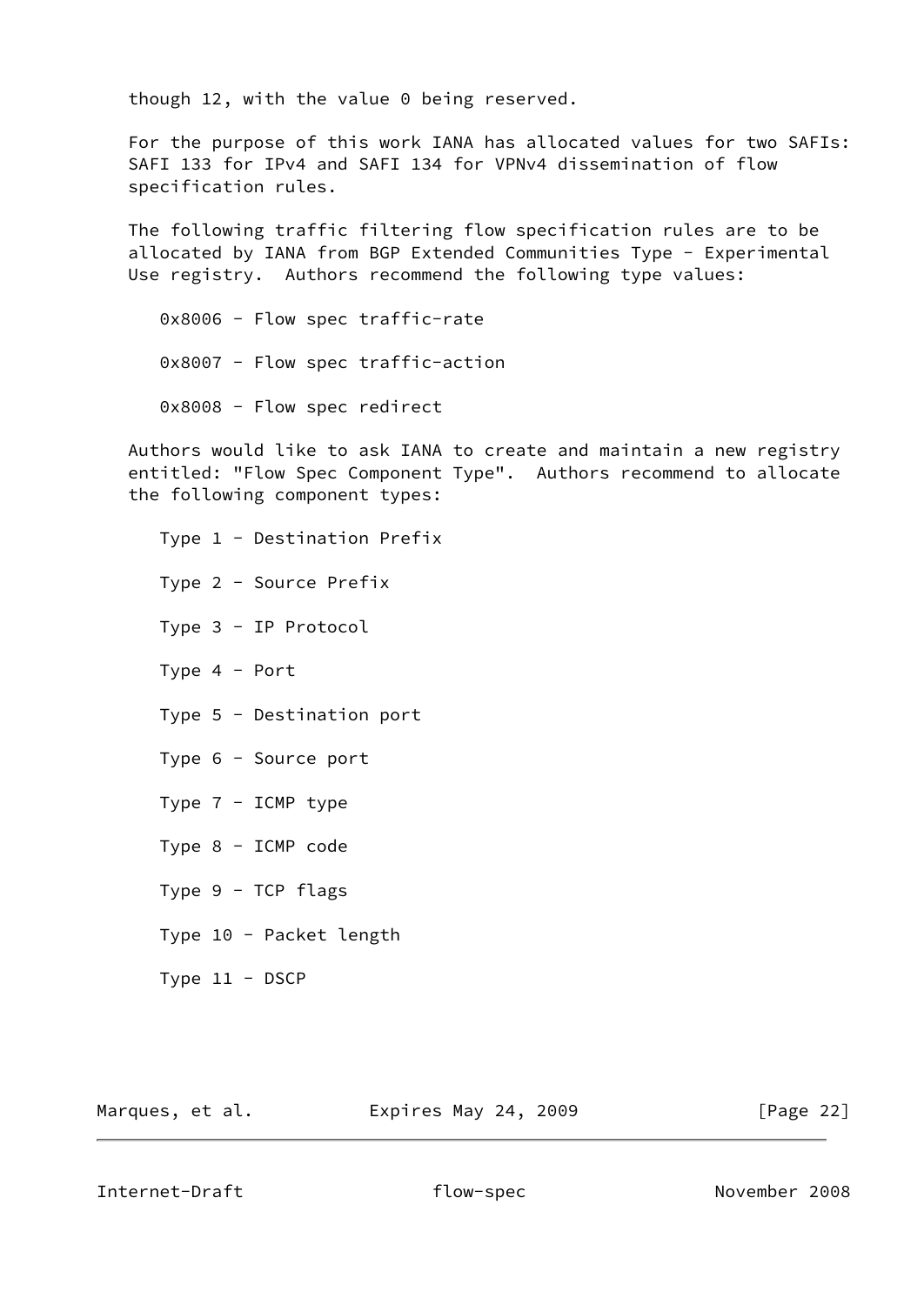though 12, with the value 0 being reserved.

For the purpose of this work IANA has allocated values for two SAFIs: SAFI 133 for IPv4 and SAFI 134 for VPNv4 dissemination of flow specification rules.

The following traffic filtering flow specification rules are to be allocated by IANA from BGP Extended Communities Type - Experimental Use registry. Authors recommend the following type values:

0x8006 - Flow spec traffic-rate

0x8007 - Flow spec traffic-action

0x8008 - Flow spec redirect

Authors would like to ask IANA to create and maintain a new registry entitled: "Flow Spec Component Type". Authors recommend to allocate the following component types:

Type 1 - Destination Prefix

Type 2 - Source Prefix

Type 3 - IP Protocol

Type 4 - Port

Type 5 - Destination port

Type 6 - Source port

Type 7 - ICMP type

Type 8 - ICMP code

Type 9 - TCP flags

Type 10 - Packet length

Type 11 - DSCP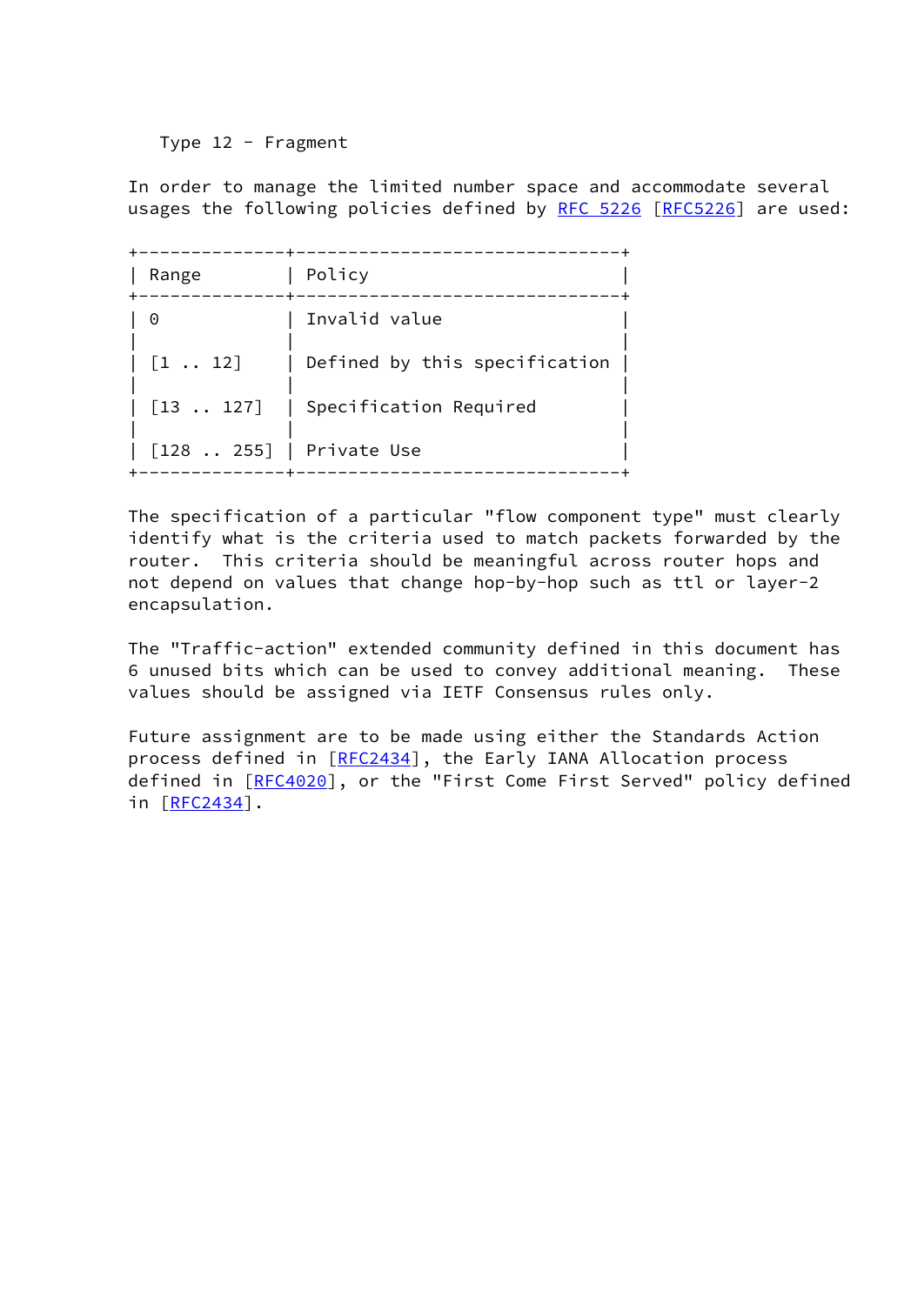Type 12 - Fragment

In order to manage the limited number space and accommodate several usages the following policies defined by RFC 5226 [RFC5226] are used:

| Range | Policy |
| --- | --- |
| 0 | Invalid value |
| [1 .. 12] | Defined by this specification |
| [13 .. 127] | Specification Required |
| [128 .. 255] | Private Use |

The specification of a particular "flow component type" must clearly identify what is the criteria used to match packets forwarded by the router. This criteria should be meaningful across router hops and not depend on values that change hop-by-hop such as ttl or layer-2 encapsulation.

The "Traffic-action" extended community defined in this document has 6 unused bits which can be used to convey additional meaning. These values should be assigned via IETF Consensus rules only.

Future assignment are to be made using either the Standards Action process defined in [RFC2434], the Early IANA Allocation process defined in [RFC4020], or the "First Come First Served" policy defined in [RFC2434].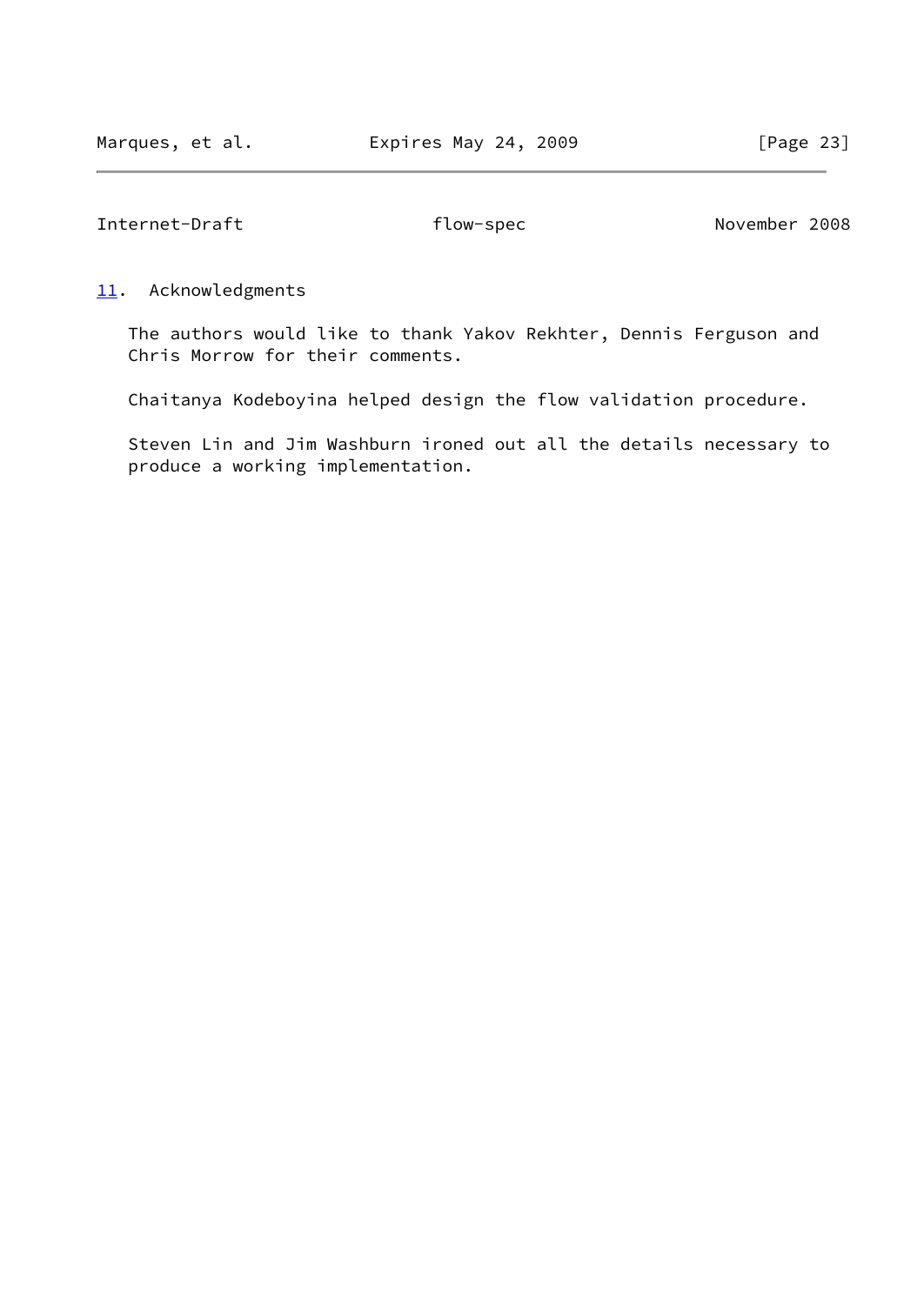## 11. Acknowledgments

The authors would like to thank Yakov Rekhter, Dennis Ferguson and Chris Morrow for their comments.

Chaitanya Kodeboyina helped design the flow validation procedure.

Steven Lin and Jim Washburn ironed out all the details necessary to produce a working implementation.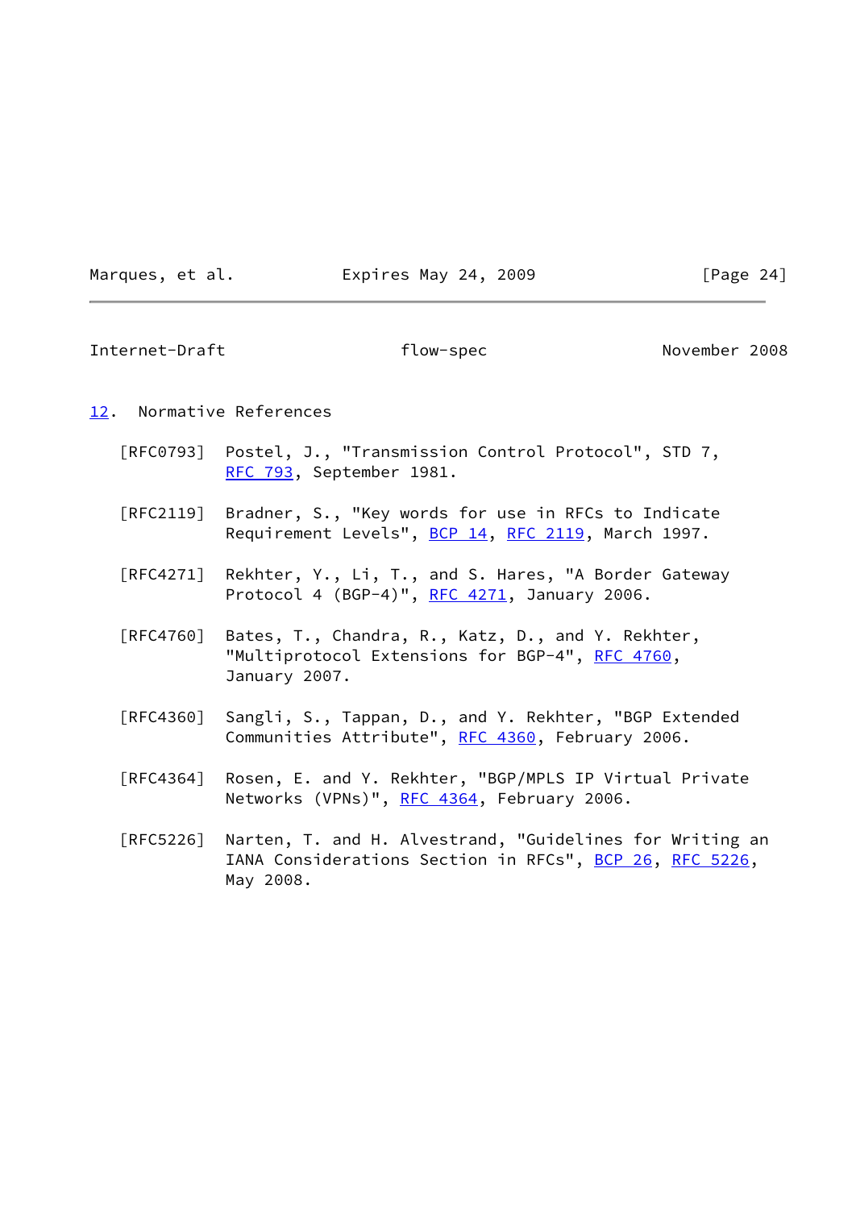## 12. Normative References

[RFC0793] Postel, J., "Transmission Control Protocol", STD 7, RFC 793, September 1981.

[RFC2119] Bradner, S., "Key words for use in RFCs to Indicate Requirement Levels", BCP 14, RFC 2119, March 1997.

[RFC4271] Rekhter, Y., Li, T., and S. Hares, "A Border Gateway Protocol 4 (BGP-4)", RFC 4271, January 2006.

[RFC4760] Bates, T., Chandra, R., Katz, D., and Y. Rekhter, "Multiprotocol Extensions for BGP-4", RFC 4760, January 2007.

[RFC4360] Sangli, S., Tappan, D., and Y. Rekhter, "BGP Extended Communities Attribute", RFC 4360, February 2006.

[RFC4364] Rosen, E. and Y. Rekhter, "BGP/MPLS IP Virtual Private Networks (VPNs)", RFC 4364, February 2006.

[RFC5226] Narten, T. and H. Alvestrand, "Guidelines for Writing an IANA Considerations Section in RFCs", BCP 26, RFC 5226, May 2008.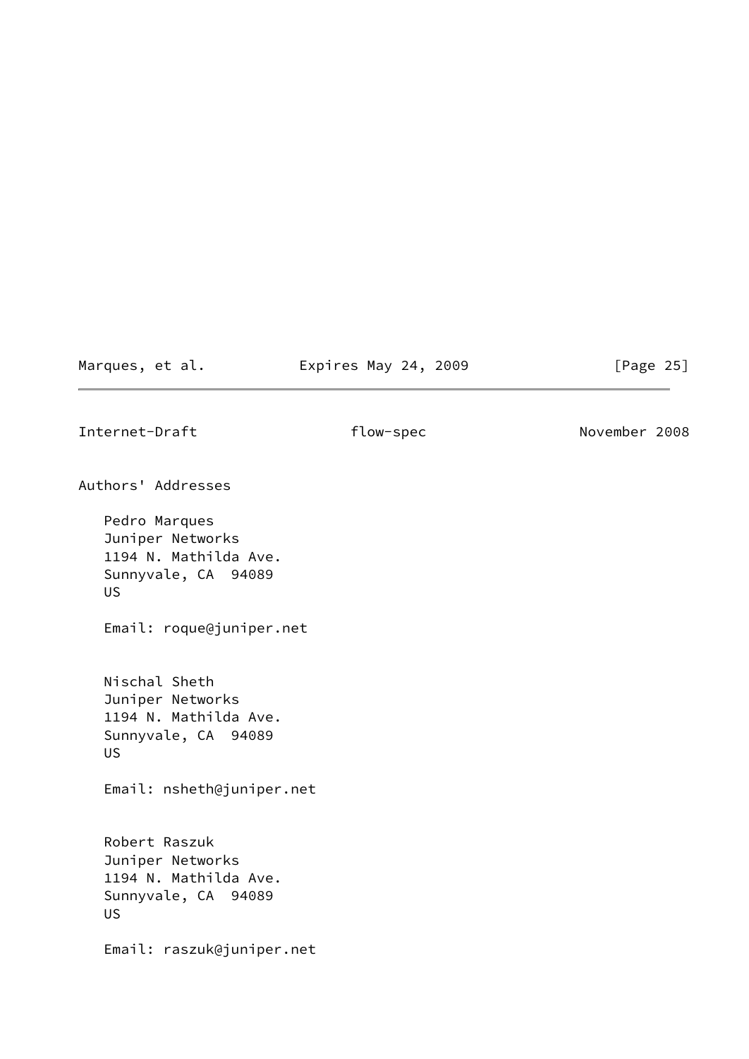## Authors' Addresses

Pedro Marques
Juniper Networks
1194 N. Mathilda Ave.
Sunnyvale, CA 94089
US

Email: roque@juniper.net

Nischal Sheth
Juniper Networks
1194 N. Mathilda Ave.
Sunnyvale, CA 94089
US

Email: nsheth@juniper.net

Robert Raszuk
Juniper Networks
1194 N. Mathilda Ave.
Sunnyvale, CA 94089
US

Email: raszuk@juniper.net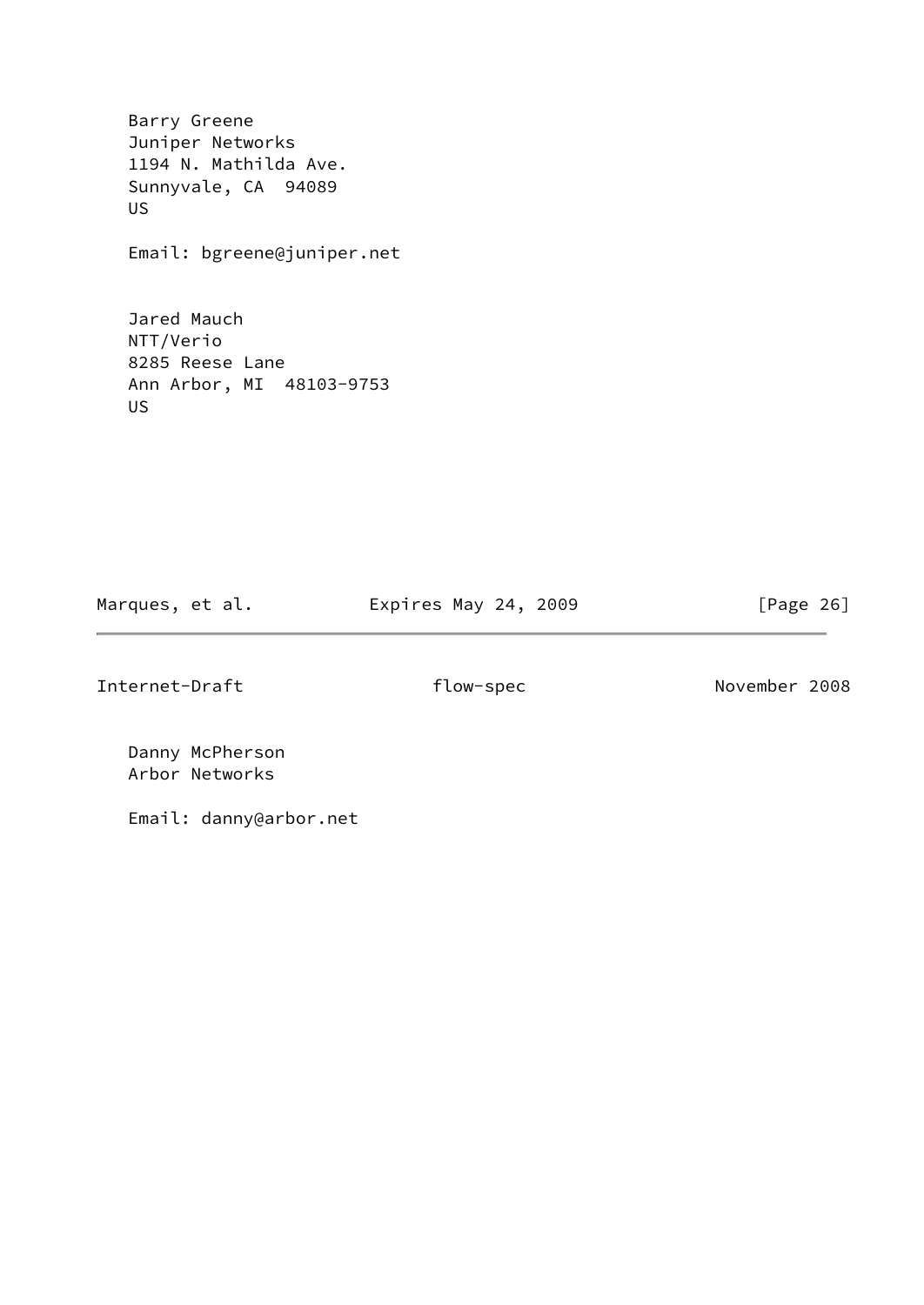Barry Greene
Juniper Networks
1194 N. Mathilda Ave.
Sunnyvale, CA  94089
US

Email: bgreene@juniper.net

Jared Mauch
NTT/Verio
8285 Reese Lane
Ann Arbor, MI  48103-9753
US

Danny McPherson
Arbor Networks

Email: danny@arbor.net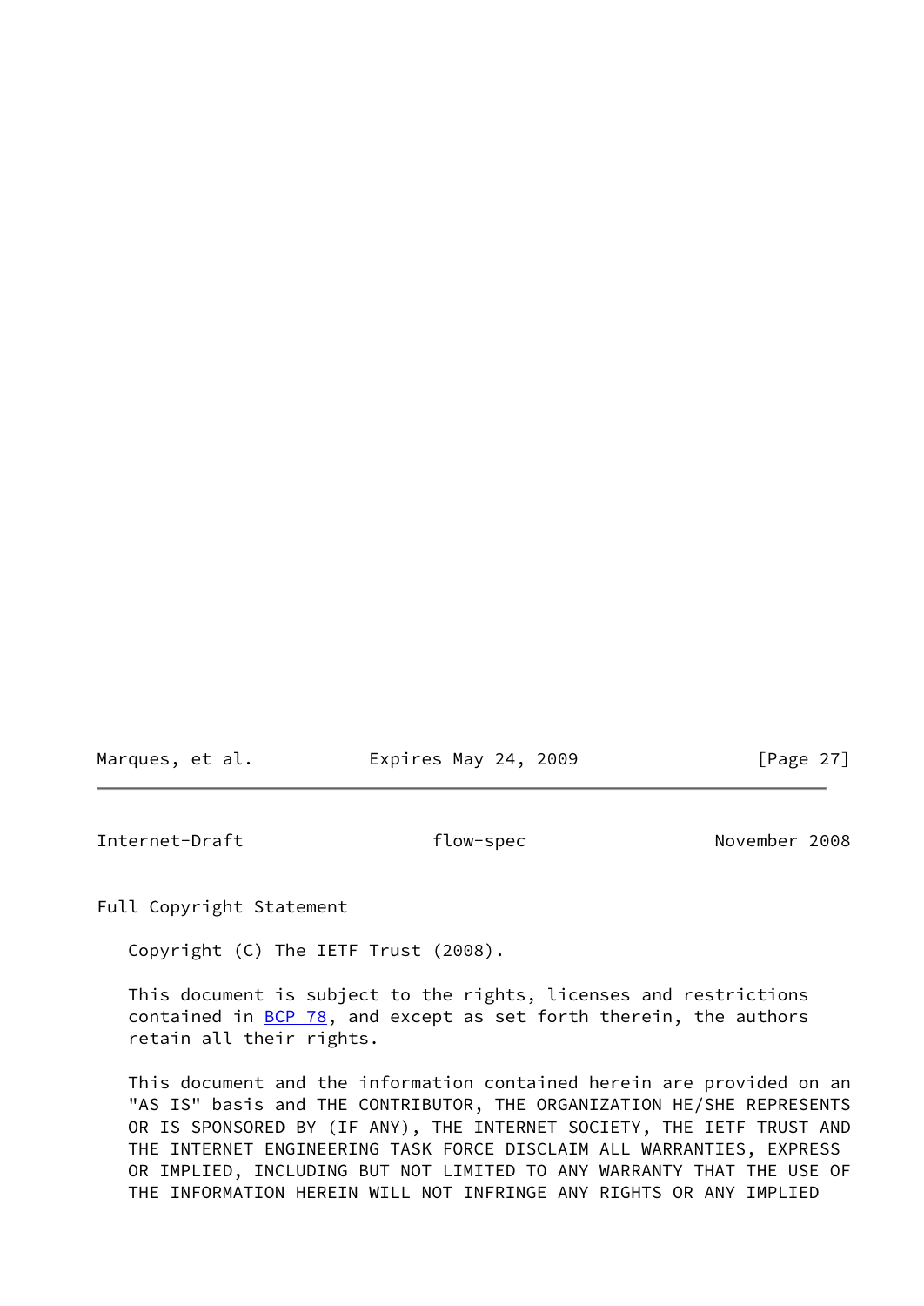## Full Copyright Statement

Copyright (C) The IETF Trust (2008).

This document is subject to the rights, licenses and restrictions contained in BCP 78, and except as set forth therein, the authors retain all their rights.

This document and the information contained herein are provided on an "AS IS" basis and THE CONTRIBUTOR, THE ORGANIZATION HE/SHE REPRESENTS OR IS SPONSORED BY (IF ANY), THE INTERNET SOCIETY, THE IETF TRUST AND THE INTERNET ENGINEERING TASK FORCE DISCLAIM ALL WARRANTIES, EXPRESS OR IMPLIED, INCLUDING BUT NOT LIMITED TO ANY WARRANTY THAT THE USE OF THE INFORMATION HEREIN WILL NOT INFRINGE ANY RIGHTS OR ANY IMPLIED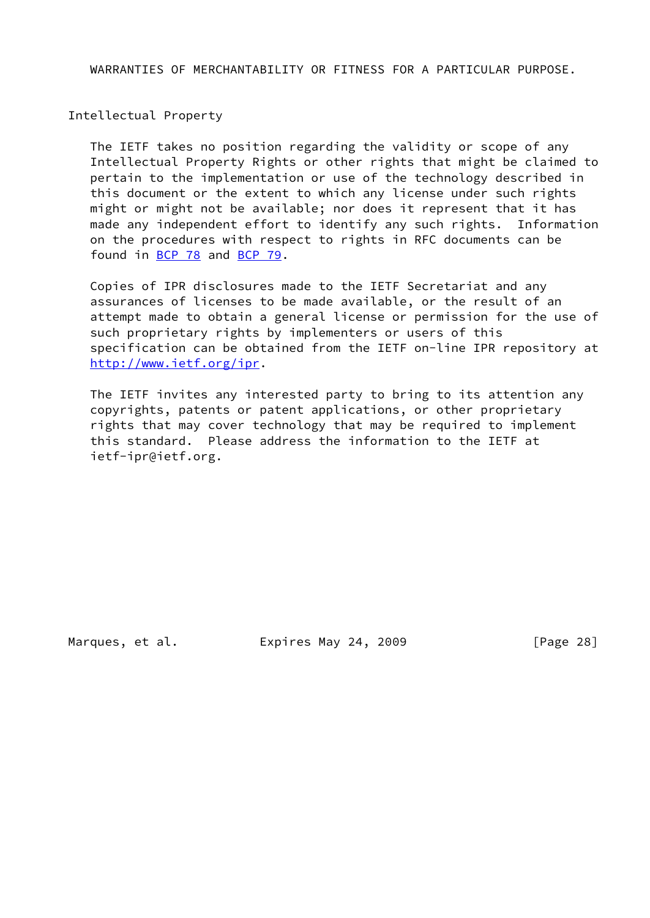WARRANTIES OF MERCHANTABILITY OR FITNESS FOR A PARTICULAR PURPOSE.

## Intellectual Property

The IETF takes no position regarding the validity or scope of any Intellectual Property Rights or other rights that might be claimed to pertain to the implementation or use of the technology described in this document or the extent to which any license under such rights might or might not be available; nor does it represent that it has made any independent effort to identify any such rights. Information on the procedures with respect to rights in RFC documents can be found in BCP 78 and BCP 79.

Copies of IPR disclosures made to the IETF Secretariat and any assurances of licenses to be made available, or the result of an attempt made to obtain a general license or permission for the use of such proprietary rights by implementers or users of this specification can be obtained from the IETF on-line IPR repository at http://www.ietf.org/ipr.

The IETF invites any interested party to bring to its attention any copyrights, patents or patent applications, or other proprietary rights that may cover technology that may be required to implement this standard. Please address the information to the IETF at ietf-ipr@ietf.org.